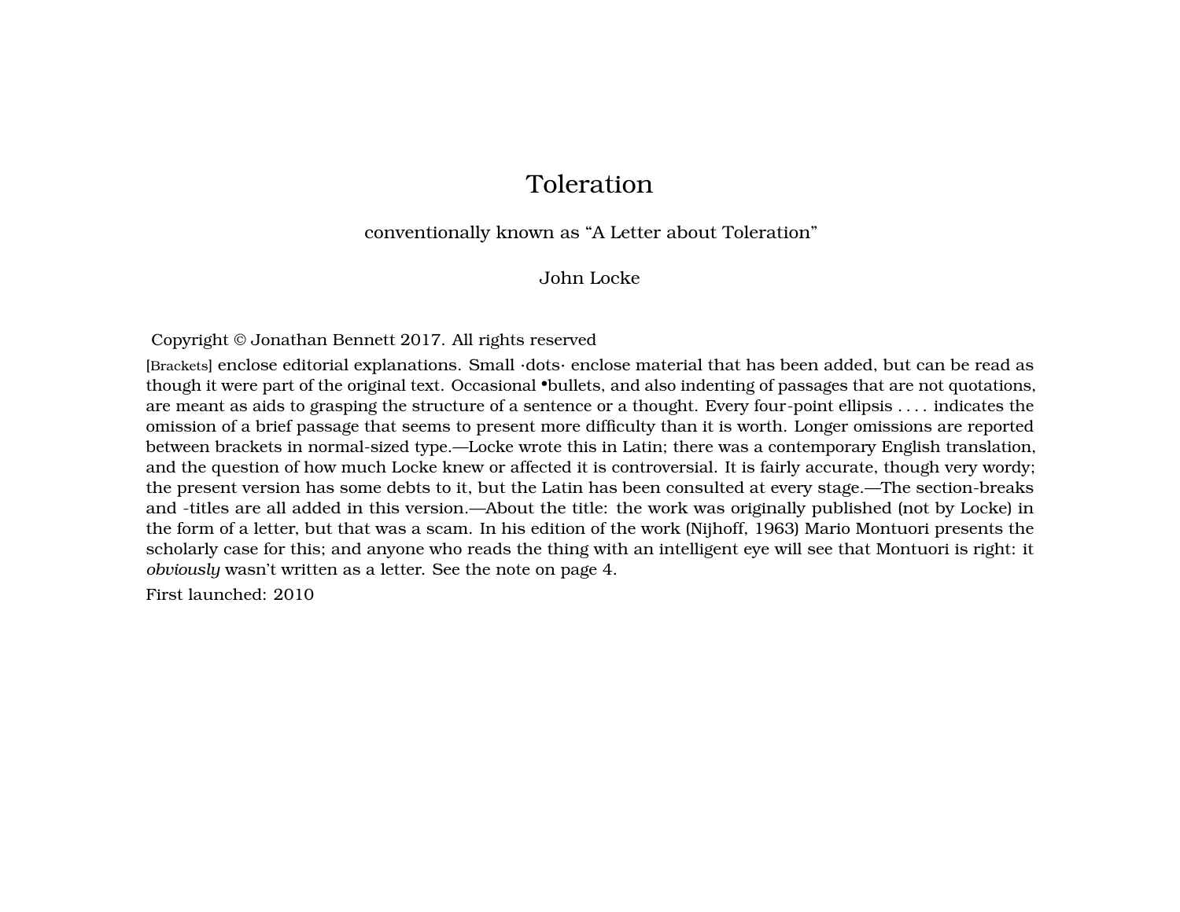# Toleration

conventionally known as “A Letter about Toleration”

John Locke

Copyright © Jonathan Bennett 2017. All rights reserved

[Brackets] enclose editorial explanations. Small ·dots· enclose material that has been added, but can be read as though it were part of the original text. Occasional •bullets, and also indenting of passages that are not quotations, are meant as aids to grasping the structure of a sentence or a thought. Every four-point ellipsis . . . . indicates the omission of a brief passage that seems to present more difficulty than it is worth. Longer omissions are reported between brackets in normal-sized type.—Locke wrote this in Latin; there was a contemporary English translation, and the question of how much Locke knew or affected it is controversial. It is fairly accurate, though very wordy; the present version has some debts to it, but the Latin has been consulted at every stage.—The section-breaks and -titles are all added in this version.—About the title: the work was originally published (not by Locke) in the form of a letter, but that was a scam. In his edition of the work (Nijhoff, 1963) Mario Montuori presents the scholarly case for this; and anyone who reads the thing with an intelligent eye will see that Montuori is right: it *obviously* wasn’t written as a letter. See the note on page 4.

First launched: 2010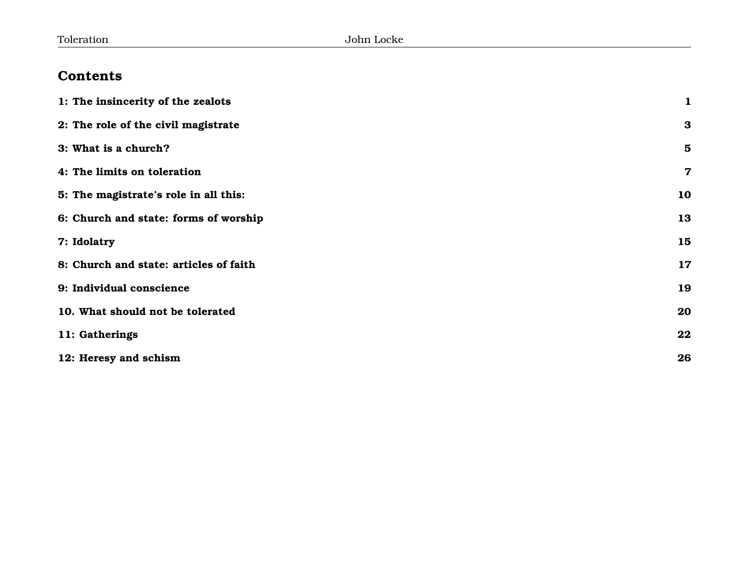## Contents

| | |
|---|---|
| **1: The insincerity of the zealots** | **1** |
| **2: The role of the civil magistrate** | **3** |
| **3: What is a church?** | **5** |
| **4: The limits on toleration** | **7** |
| **5: The magistrate's role in all this:** | **10** |
| **6: Church and state: forms of worship** | **13** |
| **7: Idolatry** | **15** |
| **8: Church and state: articles of faith** | **17** |
| **9: Individual conscience** | **19** |
| **10. What should not be tolerated** | **20** |
| **11: Gatherings** | **22** |
| **12: Heresy and schism** | **26** |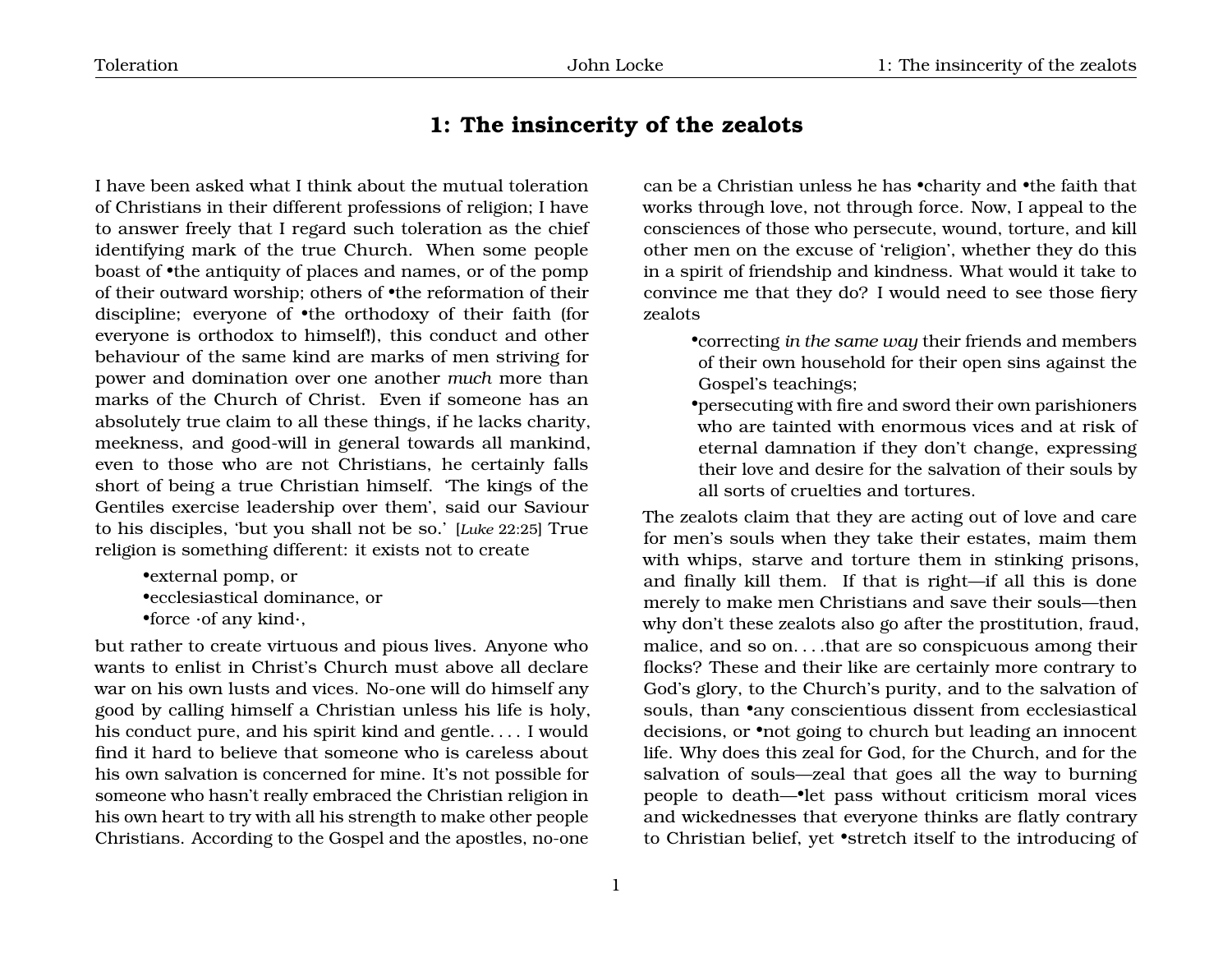## 1: The insincerity of the zealots

I have been asked what I think about the mutual toleration of Christians in their different professions of religion; I have to answer freely that I regard such toleration as the chief identifying mark of the true Church. When some people boast of •the antiquity of places and names, or of the pomp of their outward worship; others of •the reformation of their discipline; everyone of •the orthodoxy of their faith (for everyone is orthodox to himself!), this conduct and other behaviour of the same kind are marks of men striving for power and domination over one another *much* more than marks of the Church of Christ. Even if someone has an absolutely true claim to all these things, if he lacks charity, meekness, and good-will in general towards all mankind, even to those who are not Christians, he certainly falls short of being a true Christian himself. 'The kings of the Gentiles exercise leadership over them', said our Saviour to his disciples, 'but you shall not be so.' [*Luke* 22:25] True religion is something different: it exists not to create

- •external pomp, or
- •ecclesiastical dominance, or
- •force ·of any kind·,

but rather to create virtuous and pious lives. Anyone who wants to enlist in Christ's Church must above all declare war on his own lusts and vices. No-one will do himself any good by calling himself a Christian unless his life is holy, his conduct pure, and his spirit kind and gentle. . . . I would find it hard to believe that someone who is careless about his own salvation is concerned for mine. It's not possible for someone who hasn't really embraced the Christian religion in his own heart to try with all his strength to make other people Christians. According to the Gospel and the apostles, no-one can be a Christian unless he has •charity and •the faith that works through love, not through force. Now, I appeal to the consciences of those who persecute, wound, torture, and kill other men on the excuse of 'religion', whether they do this in a spirit of friendship and kindness. What would it take to convince me that they do? I would need to see those fiery zealots

- •correcting *in the same way* their friends and members of their own household for their open sins against the Gospel's teachings;
- •persecuting with fire and sword their own parishioners who are tainted with enormous vices and at risk of eternal damnation if they don't change, expressing their love and desire for the salvation of their souls by all sorts of cruelties and tortures.

The zealots claim that they are acting out of love and care for men's souls when they take their estates, maim them with whips, starve and torture them in stinking prisons, and finally kill them. If that is right—if all this is done merely to make men Christians and save their souls—then why don't these zealots also go after the prostitution, fraud, malice, and so on. . . .that are so conspicuous among their flocks? These and their like are certainly more contrary to God's glory, to the Church's purity, and to the salvation of souls, than •any conscientious dissent from ecclesiastical decisions, or •not going to church but leading an innocent life. Why does this zeal for God, for the Church, and for the salvation of souls—zeal that goes all the way to burning people to death—•let pass without criticism moral vices and wickednesses that everyone thinks are flatly contrary to Christian belief, yet •stretch itself to the introducing of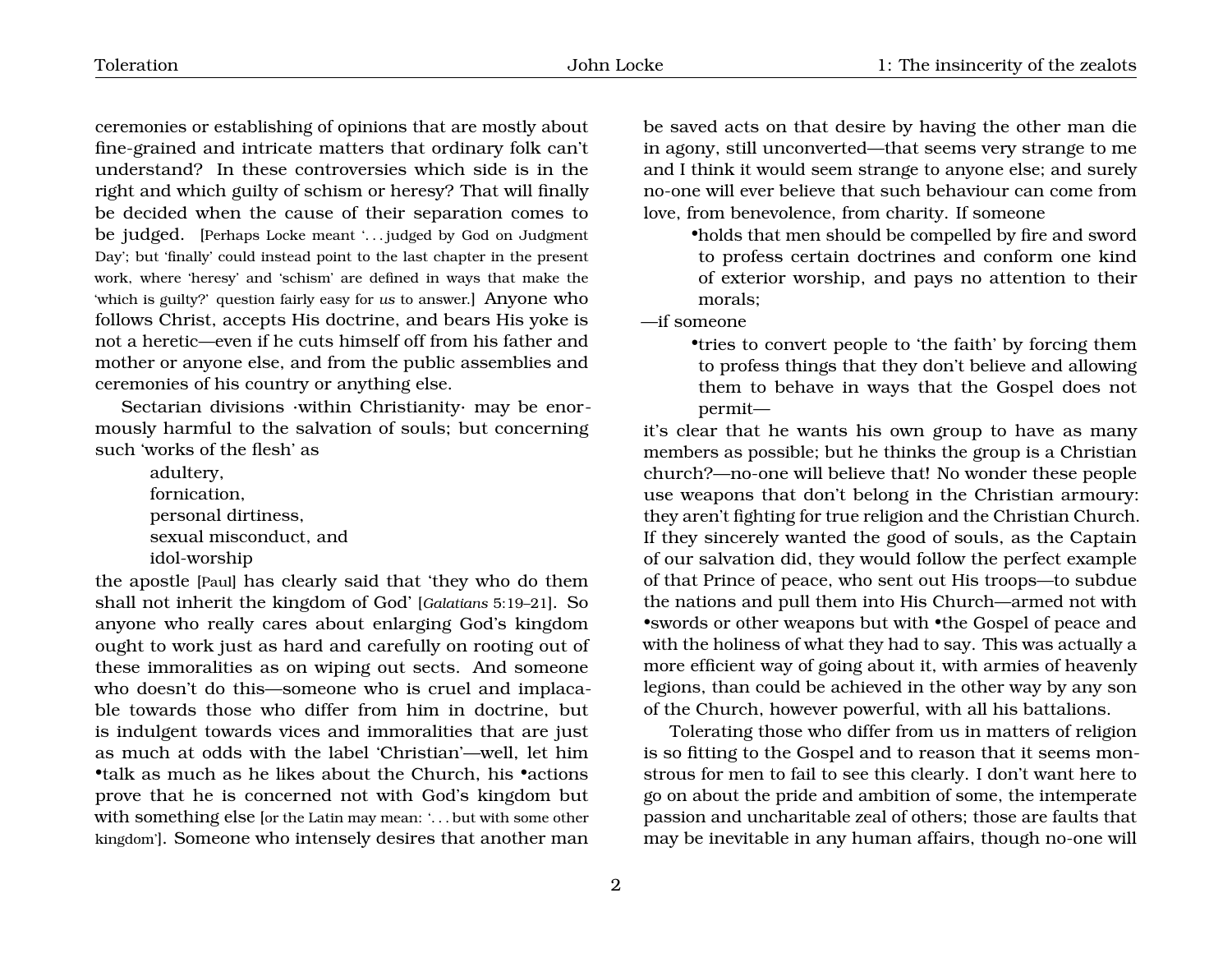ceremonies or establishing of opinions that are mostly about fine-grained and intricate matters that ordinary folk can't understand? In these controversies which side is in the right and which guilty of schism or heresy? That will finally be decided when the cause of their separation comes to be judged. [Perhaps Locke meant '. . . judged by God on Judgment Day'; but 'finally' could instead point to the last chapter in the present work, where 'heresy' and 'schism' are defined in ways that make the 'which is guilty?' question fairly easy for *us* to answer.] Anyone who follows Christ, accepts His doctrine, and bears His yoke is not a heretic—even if he cuts himself off from his father and mother or anyone else, and from the public assemblies and ceremonies of his country or anything else.

Sectarian divisions ·within Christianity· may be enormously harmful to the salvation of souls; but concerning such 'works of the flesh' as

adultery,
fornication,
personal dirtiness,
sexual misconduct, and
idol-worship

the apostle [Paul] has clearly said that 'they who do them shall not inherit the kingdom of God' [*Galatians* 5:19–21]. So anyone who really cares about enlarging God's kingdom ought to work just as hard and carefully on rooting out of these immoralities as on wiping out sects. And someone who doesn't do this—someone who is cruel and implacable towards those who differ from him in doctrine, but is indulgent towards vices and immoralities that are just as much at odds with the label 'Christian'—well, let him •talk as much as he likes about the Church, his •actions prove that he is concerned not with God's kingdom but with something else [or the Latin may mean: '. . . but with some other kingdom']. Someone who intensely desires that another man be saved acts on that desire by having the other man die in agony, still unconverted—that seems very strange to me and I think it would seem strange to anyone else; and surely no-one will ever believe that such behaviour can come from love, from benevolence, from charity. If someone

- •holds that men should be compelled by fire and sword to profess certain doctrines and conform one kind of exterior worship, and pays no attention to their morals;

—if someone

- •tries to convert people to 'the faith' by forcing them to profess things that they don't believe and allowing them to behave in ways that the Gospel does not permit—

it's clear that he wants his own group to have as many members as possible; but he thinks the group is a Christian church?—no-one will believe that! No wonder these people use weapons that don't belong in the Christian armoury: they aren't fighting for true religion and the Christian Church. If they sincerely wanted the good of souls, as the Captain of our salvation did, they would follow the perfect example of that Prince of peace, who sent out His troops—to subdue the nations and pull them into His Church—armed not with •swords or other weapons but with •the Gospel of peace and with the holiness of what they had to say. This was actually a more efficient way of going about it, with armies of heavenly legions, than could be achieved in the other way by any son of the Church, however powerful, with all his battalions.

Tolerating those who differ from us in matters of religion is so fitting to the Gospel and to reason that it seems monstrous for men to fail to see this clearly. I don't want here to go on about the pride and ambition of some, the intemperate passion and uncharitable zeal of others; those are faults that may be inevitable in any human affairs, though no-one will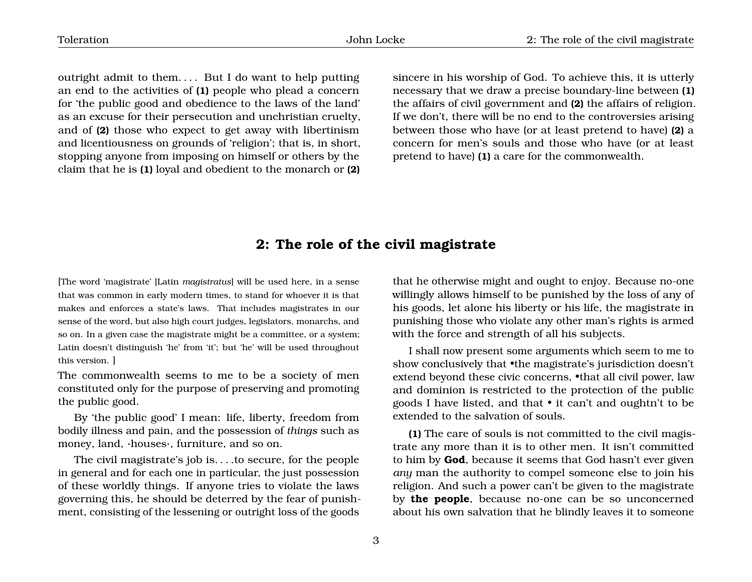outright admit to them. . . . But I do want to help putting an end to the activities of **(1)** people who plead a concern for 'the public good and obedience to the laws of the land' as an excuse for their persecution and unchristian cruelty, and of **(2)** those who expect to get away with libertinism and licentiousness on grounds of 'religion'; that is, in short, stopping anyone from imposing on himself or others by the claim that he is **(1)** loyal and obedient to the monarch or **(2)** sincere in his worship of God. To achieve this, it is utterly necessary that we draw a precise boundary-line between **(1)** the affairs of civil government and **(2)** the affairs of religion. If we don't, there will be no end to the controversies arising between those who have (or at least pretend to have) **(2)** a concern for men's souls and those who have (or at least pretend to have) **(1)** a care for the commonwealth.

## 2: The role of the civil magistrate

[The word 'magistrate' [Latin *magistratus*] will be used here, in a sense that was common in early modern times, to stand for whoever it is that makes and enforces a state's laws. That includes magistrates in our sense of the word, but also high court judges, legislators, monarchs, and so on. In a given case the magistrate might be a committee, or a system; Latin doesn't distinguish 'he' from 'it'; but 'he' will be used throughout this version. ]

The commonwealth seems to me to be a society of men constituted only for the purpose of preserving and promoting the public good.

By 'the public good' I mean: life, liberty, freedom from bodily illness and pain, and the possession of *things* such as money, land, ·houses·, furniture, and so on.

The civil magistrate's job is. . . .to secure, for the people in general and for each one in particular, the just possession of these worldly things. If anyone tries to violate the laws governing this, he should be deterred by the fear of punishment, consisting of the lessening or outright loss of the goods that he otherwise might and ought to enjoy. Because no-one willingly allows himself to be punished by the loss of any of his goods, let alone his liberty or his life, the magistrate in punishing those who violate any other man's rights is armed with the force and strength of all his subjects.

I shall now present some arguments which seem to me to show conclusively that •the magistrate's jurisdiction doesn't extend beyond these civic concerns, •that all civil power, law and dominion is restricted to the protection of the public goods I have listed, and that • it can't and oughtn't to be extended to the salvation of souls.

**(1)** The care of souls is not committed to the civil magistrate any more than it is to other men. It isn't committed to him by **God**, because it seems that God hasn't ever given *any* man the authority to compel someone else to join his religion. And such a power can't be given to the magistrate by **the people**, because no-one can be so unconcerned about his own salvation that he blindly leaves it to someone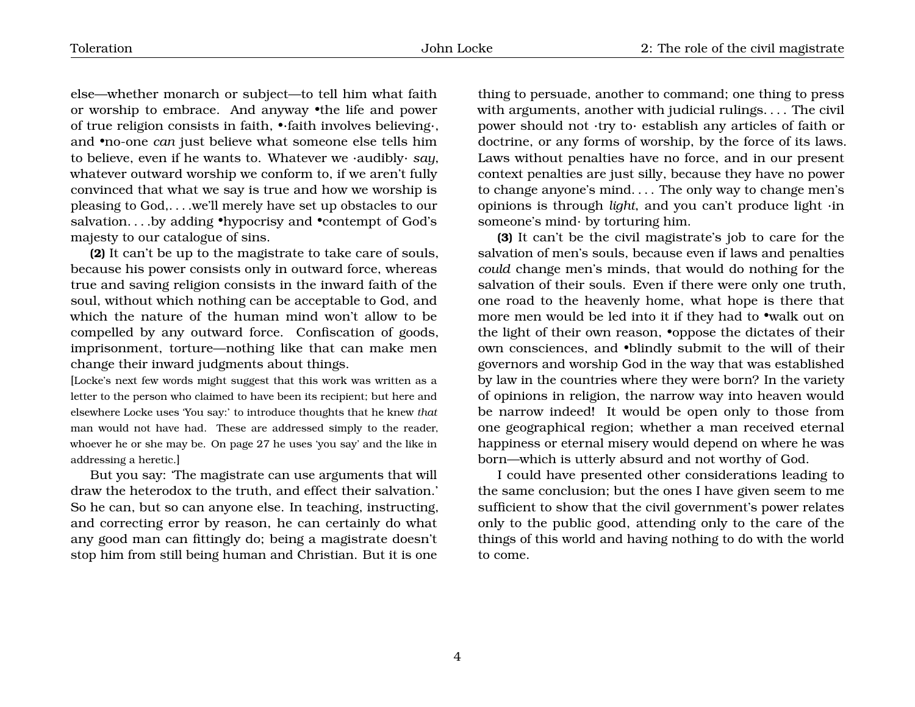else—whether monarch or subject—to tell him what faith or worship to embrace. And anyway •the life and power of true religion consists in faith, •·faith involves believing·, and •no-one *can* just believe what someone else tells him to believe, even if he wants to. Whatever we ·audibly· *say*, whatever outward worship we conform to, if we aren't fully convinced that what we say is true and how we worship is pleasing to God,. . . .we'll merely have set up obstacles to our salvation. . . .by adding •hypocrisy and •contempt of God's majesty to our catalogue of sins.

**(2)** It can't be up to the magistrate to take care of souls, because his power consists only in outward force, whereas true and saving religion consists in the inward faith of the soul, without which nothing can be acceptable to God, and which the nature of the human mind won't allow to be compelled by any outward force. Confiscation of goods, imprisonment, torture—nothing like that can make men change their inward judgments about things.

[Locke's next few words might suggest that this work was written as a letter to the person who claimed to have been its recipient; but here and elsewhere Locke uses 'You say:' to introduce thoughts that he knew *that* man would not have had. These are addressed simply to the reader, whoever he or she may be. On page 27 he uses 'you say' and the like in addressing a heretic.]

But you say: 'The magistrate can use arguments that will draw the heterodox to the truth, and effect their salvation.' So he can, but so can anyone else. In teaching, instructing, and correcting error by reason, he can certainly do what any good man can fittingly do; being a magistrate doesn't stop him from still being human and Christian. But it is one thing to persuade, another to command; one thing to press with arguments, another with judicial rulings. . . . The civil power should not ·try to· establish any articles of faith or doctrine, or any forms of worship, by the force of its laws. Laws without penalties have no force, and in our present context penalties are just silly, because they have no power to change anyone's mind. . . . The only way to change men's opinions is through *light*, and you can't produce light ·in someone's mind· by torturing him.

**(3)** It can't be the civil magistrate's job to care for the salvation of men's souls, because even if laws and penalties *could* change men's minds, that would do nothing for the salvation of their souls. Even if there were only one truth, one road to the heavenly home, what hope is there that more men would be led into it if they had to •walk out on the light of their own reason, •oppose the dictates of their own consciences, and •blindly submit to the will of their governors and worship God in the way that was established by law in the countries where they were born? In the variety of opinions in religion, the narrow way into heaven would be narrow indeed! It would be open only to those from one geographical region; whether a man received eternal happiness or eternal misery would depend on where he was born—which is utterly absurd and not worthy of God.

I could have presented other considerations leading to the same conclusion; but the ones I have given seem to me sufficient to show that the civil government's power relates only to the public good, attending only to the care of the things of this world and having nothing to do with the world to come.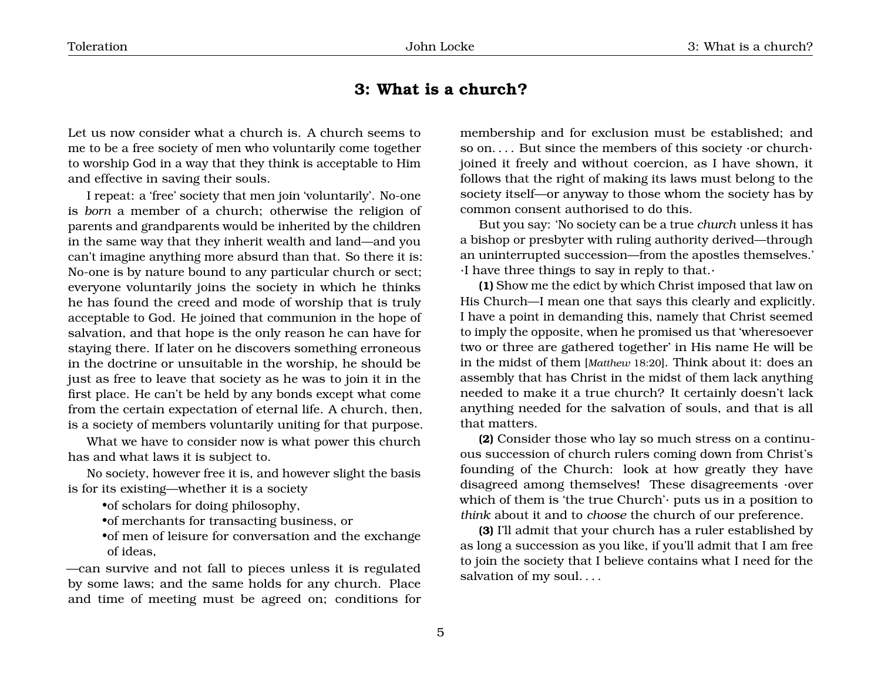## 3: What is a church?

Let us now consider what a church is. A church seems to me to be a free society of men who voluntarily come together to worship God in a way that they think is acceptable to Him and effective in saving their souls.

I repeat: a 'free' society that men join 'voluntarily'. No-one is *born* a member of a church; otherwise the religion of parents and grandparents would be inherited by the children in the same way that they inherit wealth and land—and you can't imagine anything more absurd than that. So there it is: No-one is by nature bound to any particular church or sect; everyone voluntarily joins the society in which he thinks he has found the creed and mode of worship that is truly acceptable to God. He joined that communion in the hope of salvation, and that hope is the only reason he can have for staying there. If later on he discovers something erroneous in the doctrine or unsuitable in the worship, he should be just as free to leave that society as he was to join it in the first place. He can't be held by any bonds except what come from the certain expectation of eternal life. A church, then, is a society of members voluntarily uniting for that purpose.

What we have to consider now is what power this church has and what laws it is subject to.

No society, however free it is, and however slight the basis is for its existing—whether it is a society

- •of scholars for doing philosophy,
- •of merchants for transacting business, or
- •of men of leisure for conversation and the exchange of ideas,

—can survive and not fall to pieces unless it is regulated by some laws; and the same holds for any church. Place and time of meeting must be agreed on; conditions for membership and for exclusion must be established; and so on. . . . But since the members of this society ·or church· joined it freely and without coercion, as I have shown, it follows that the right of making its laws must belong to the society itself—or anyway to those whom the society has by common consent authorised to do this.

But you say: 'No society can be a true *church* unless it has a bishop or presbyter with ruling authority derived—through an uninterrupted succession—from the apostles themselves.' ·I have three things to say in reply to that.·

**(1)** Show me the edict by which Christ imposed that law on His Church—I mean one that says this clearly and explicitly. I have a point in demanding this, namely that Christ seemed to imply the opposite, when he promised us that 'wheresoever two or three are gathered together' in His name He will be in the midst of them [*Matthew* 18:20]. Think about it: does an assembly that has Christ in the midst of them lack anything needed to make it a true church? It certainly doesn't lack anything needed for the salvation of souls, and that is all that matters.

**(2)** Consider those who lay so much stress on a continuous succession of church rulers coming down from Christ's founding of the Church: look at how greatly they have disagreed among themselves! These disagreements ·over which of them is 'the true Church'· puts us in a position to *think* about it and to *choose* the church of our preference.

**(3)** I'll admit that your church has a ruler established by as long a succession as you like, if you'll admit that I am free to join the society that I believe contains what I need for the salvation of my soul. . . .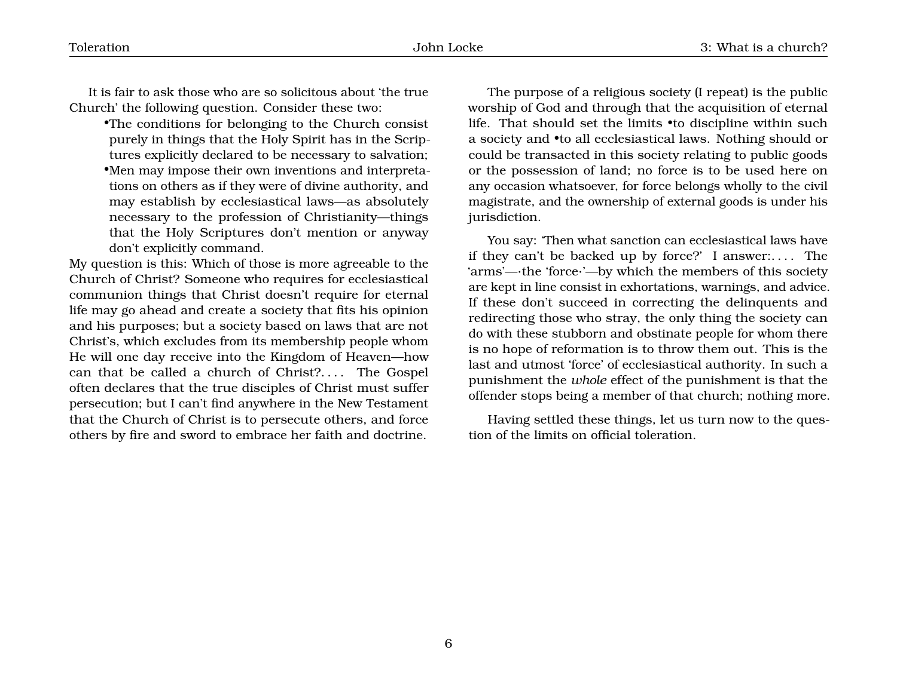It is fair to ask those who are so solicitous about 'the true Church' the following question. Consider these two:

- •The conditions for belonging to the Church consist purely in things that the Holy Spirit has in the Scriptures explicitly declared to be necessary to salvation;
- •Men may impose their own inventions and interpretations on others as if they were of divine authority, and may establish by ecclesiastical laws—as absolutely necessary to the profession of Christianity—things that the Holy Scriptures don't mention or anyway don't explicitly command.

My question is this: Which of those is more agreeable to the Church of Christ? Someone who requires for ecclesiastical communion things that Christ doesn't require for eternal life may go ahead and create a society that fits his opinion and his purposes; but a society based on laws that are not Christ's, which excludes from its membership people whom He will one day receive into the Kingdom of Heaven—how can that be called a church of Christ?. . . . The Gospel often declares that the true disciples of Christ must suffer persecution; but I can't find anywhere in the New Testament that the Church of Christ is to persecute others, and force others by fire and sword to embrace her faith and doctrine.

The purpose of a religious society (I repeat) is the public worship of God and through that the acquisition of eternal life. That should set the limits •to discipline within such a society and •to all ecclesiastical laws. Nothing should or could be transacted in this society relating to public goods or the possession of land; no force is to be used here on any occasion whatsoever, for force belongs wholly to the civil magistrate, and the ownership of external goods is under his jurisdiction.

You say: 'Then what sanction can ecclesiastical laws have if they can't be backed up by force?' I answer:. . . . The 'arms'—·the 'force·'—by which the members of this society are kept in line consist in exhortations, warnings, and advice. If these don't succeed in correcting the delinquents and redirecting those who stray, the only thing the society can do with these stubborn and obstinate people for whom there is no hope of reformation is to throw them out. This is the last and utmost 'force' of ecclesiastical authority. In such a punishment the *whole* effect of the punishment is that the offender stops being a member of that church; nothing more.

Having settled these things, let us turn now to the question of the limits on official toleration.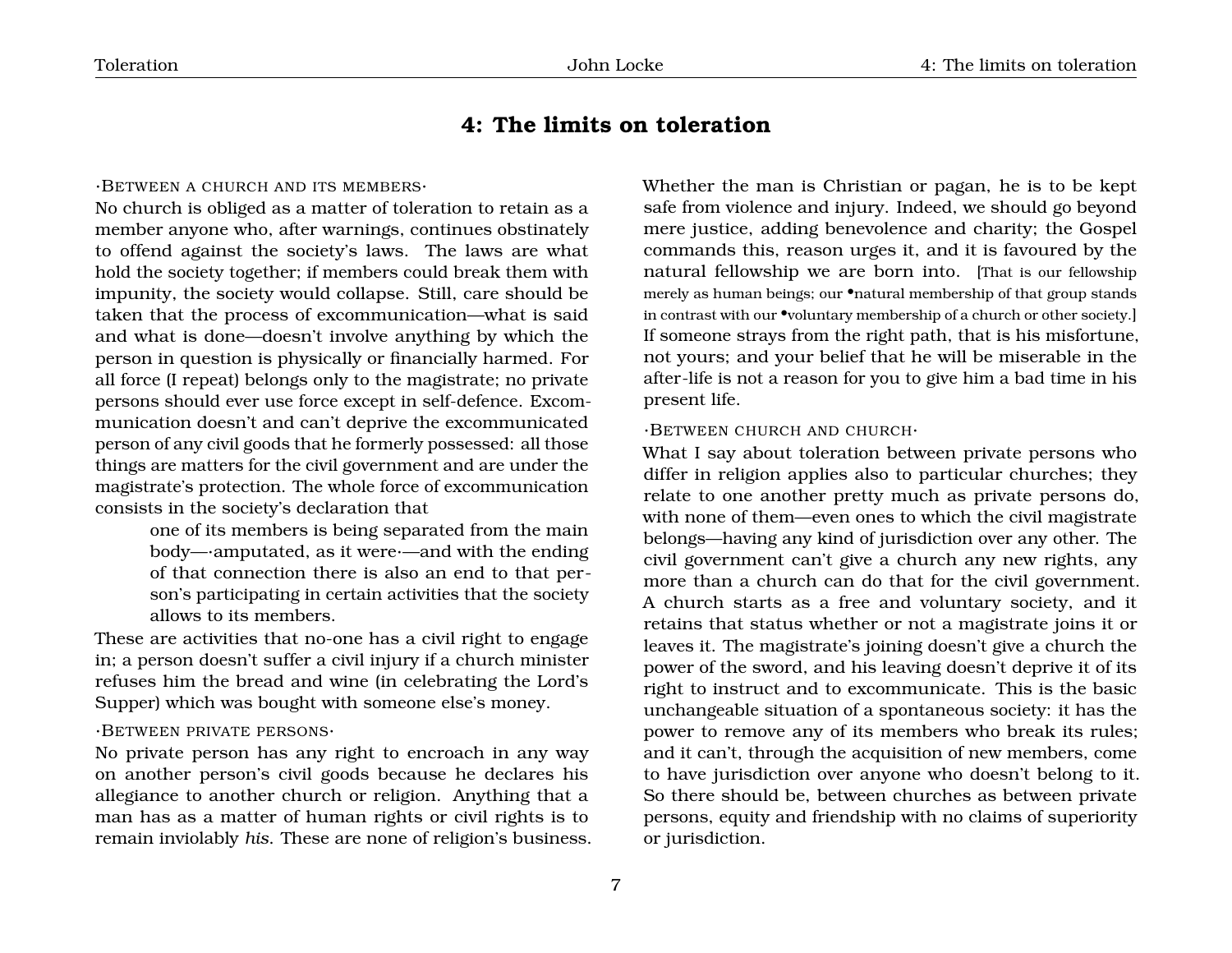## 4: The limits on toleration

·Between a church and its members·

No church is obliged as a matter of toleration to retain as a member anyone who, after warnings, continues obstinately to offend against the society's laws. The laws are what hold the society together; if members could break them with impunity, the society would collapse. Still, care should be taken that the process of excommunication—what is said and what is done—doesn't involve anything by which the person in question is physically or financially harmed. For all force (I repeat) belongs only to the magistrate; no private persons should ever use force except in self-defence. Excommunication doesn't and can't deprive the excommunicated person of any civil goods that he formerly possessed: all those things are matters for the civil government and are under the magistrate's protection. The whole force of excommunication consists in the society's declaration that

> one of its members is being separated from the main body—·amputated, as it were·—and with the ending of that connection there is also an end to that person's participating in certain activities that the society allows to its members.

These are activities that no-one has a civil right to engage in; a person doesn't suffer a civil injury if a church minister refuses him the bread and wine (in celebrating the Lord's Supper) which was bought with someone else's money.

·Between private persons·

No private person has any right to encroach in any way on another person's civil goods because he declares his allegiance to another church or religion. Anything that a man has as a matter of human rights or civil rights is to remain inviolably *his*. These are none of religion's business. Whether the man is Christian or pagan, he is to be kept safe from violence and injury. Indeed, we should go beyond mere justice, adding benevolence and charity; the Gospel commands this, reason urges it, and it is favoured by the natural fellowship we are born into. [That is our fellowship merely as human beings; our •natural membership of that group stands in contrast with our •voluntary membership of a church or other society.] If someone strays from the right path, that is his misfortune, not yours; and your belief that he will be miserable in the after-life is not a reason for you to give him a bad time in his present life.

·Between church and church·

What I say about toleration between private persons who differ in religion applies also to particular churches; they relate to one another pretty much as private persons do, with none of them—even ones to which the civil magistrate belongs—having any kind of jurisdiction over any other. The civil government can't give a church any new rights, any more than a church can do that for the civil government. A church starts as a free and voluntary society, and it retains that status whether or not a magistrate joins it or leaves it. The magistrate's joining doesn't give a church the power of the sword, and his leaving doesn't deprive it of its right to instruct and to excommunicate. This is the basic unchangeable situation of a spontaneous society: it has the power to remove any of its members who break its rules; and it can't, through the acquisition of new members, come to have jurisdiction over anyone who doesn't belong to it. So there should be, between churches as between private persons, equity and friendship with no claims of superiority or jurisdiction.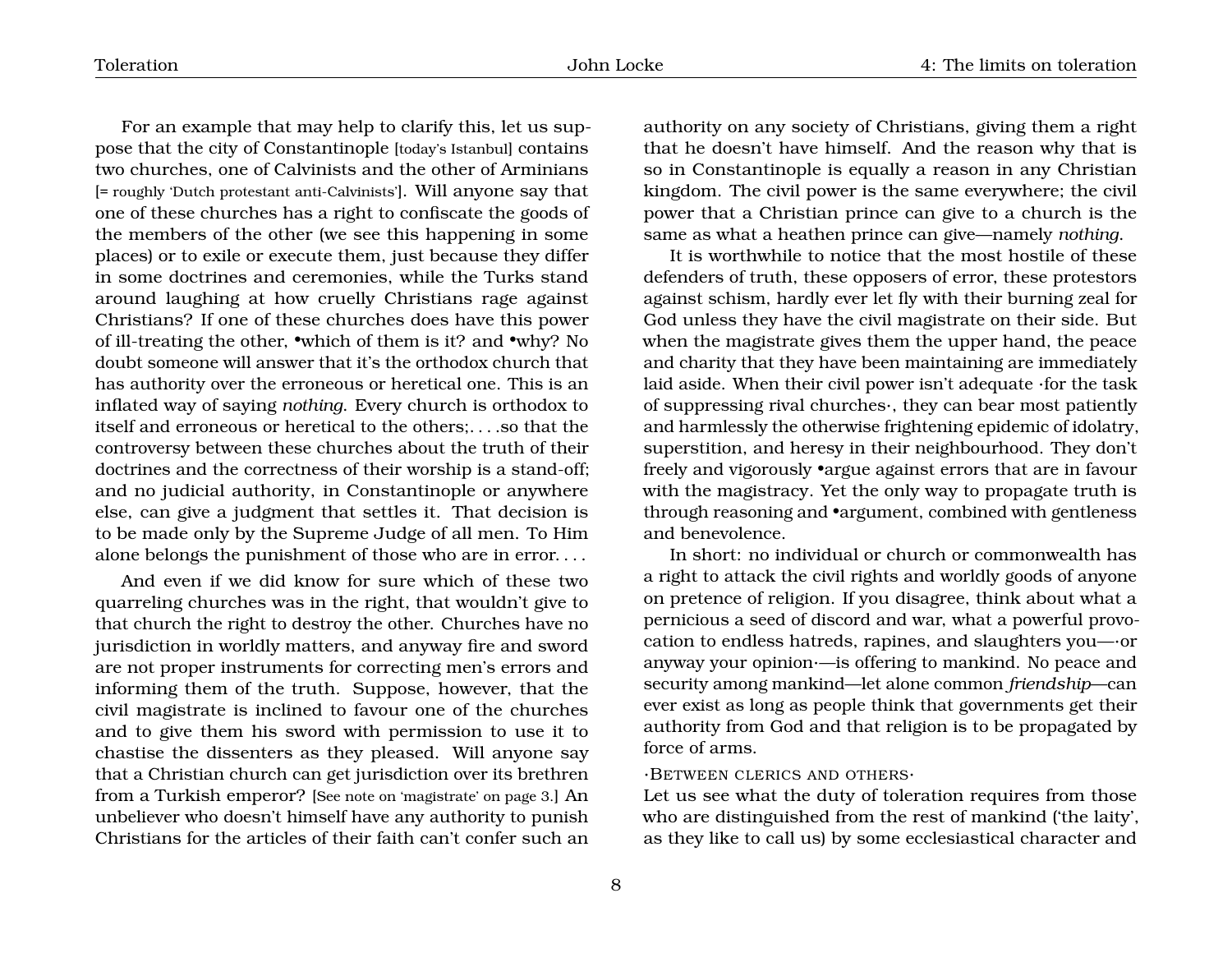For an example that may help to clarify this, let us suppose that the city of Constantinople [today's Istanbul] contains two churches, one of Calvinists and the other of Arminians [= roughly 'Dutch protestant anti-Calvinists']. Will anyone say that one of these churches has a right to confiscate the goods of the members of the other (we see this happening in some places) or to exile or execute them, just because they differ in some doctrines and ceremonies, while the Turks stand around laughing at how cruelly Christians rage against Christians? If one of these churches does have this power of ill-treating the other, •which of them is it? and •why? No doubt someone will answer that it's the orthodox church that has authority over the erroneous or heretical one. This is an inflated way of saying *nothing*. Every church is orthodox to itself and erroneous or heretical to the others;. . . .so that the controversy between these churches about the truth of their doctrines and the correctness of their worship is a stand-off; and no judicial authority, in Constantinople or anywhere else, can give a judgment that settles it. That decision is to be made only by the Supreme Judge of all men. To Him alone belongs the punishment of those who are in error. . . .

And even if we did know for sure which of these two quarreling churches was in the right, that wouldn't give to that church the right to destroy the other. Churches have no jurisdiction in worldly matters, and anyway fire and sword are not proper instruments for correcting men's errors and informing them of the truth. Suppose, however, that the civil magistrate is inclined to favour one of the churches and to give them his sword with permission to use it to chastise the dissenters as they pleased. Will anyone say that a Christian church can get jurisdiction over its brethren from a Turkish emperor? [See note on 'magistrate' on page 3.] An unbeliever who doesn't himself have any authority to punish Christians for the articles of their faith can't confer such an authority on any society of Christians, giving them a right that he doesn't have himself. And the reason why that is so in Constantinople is equally a reason in any Christian kingdom. The civil power is the same everywhere; the civil power that a Christian prince can give to a church is the same as what a heathen prince can give—namely *nothing*.

It is worthwhile to notice that the most hostile of these defenders of truth, these opposers of error, these protestors against schism, hardly ever let fly with their burning zeal for God unless they have the civil magistrate on their side. But when the magistrate gives them the upper hand, the peace and charity that they have been maintaining are immediately laid aside. When their civil power isn't adequate ·for the task of suppressing rival churches·, they can bear most patiently and harmlessly the otherwise frightening epidemic of idolatry, superstition, and heresy in their neighbourhood. They don't freely and vigorously •argue against errors that are in favour with the magistracy. Yet the only way to propagate truth is through reasoning and •argument, combined with gentleness and benevolence.

In short: no individual or church or commonwealth has a right to attack the civil rights and worldly goods of anyone on pretence of religion. If you disagree, think about what a pernicious a seed of discord and war, what a powerful provocation to endless hatreds, rapines, and slaughters you—·or anyway your opinion·—is offering to mankind. No peace and security among mankind—let alone common *friendship*—can ever exist as long as people think that governments get their authority from God and that religion is to be propagated by force of arms.

·Between clerics and others·

Let us see what the duty of toleration requires from those who are distinguished from the rest of mankind ('the laity', as they like to call us) by some ecclesiastical character and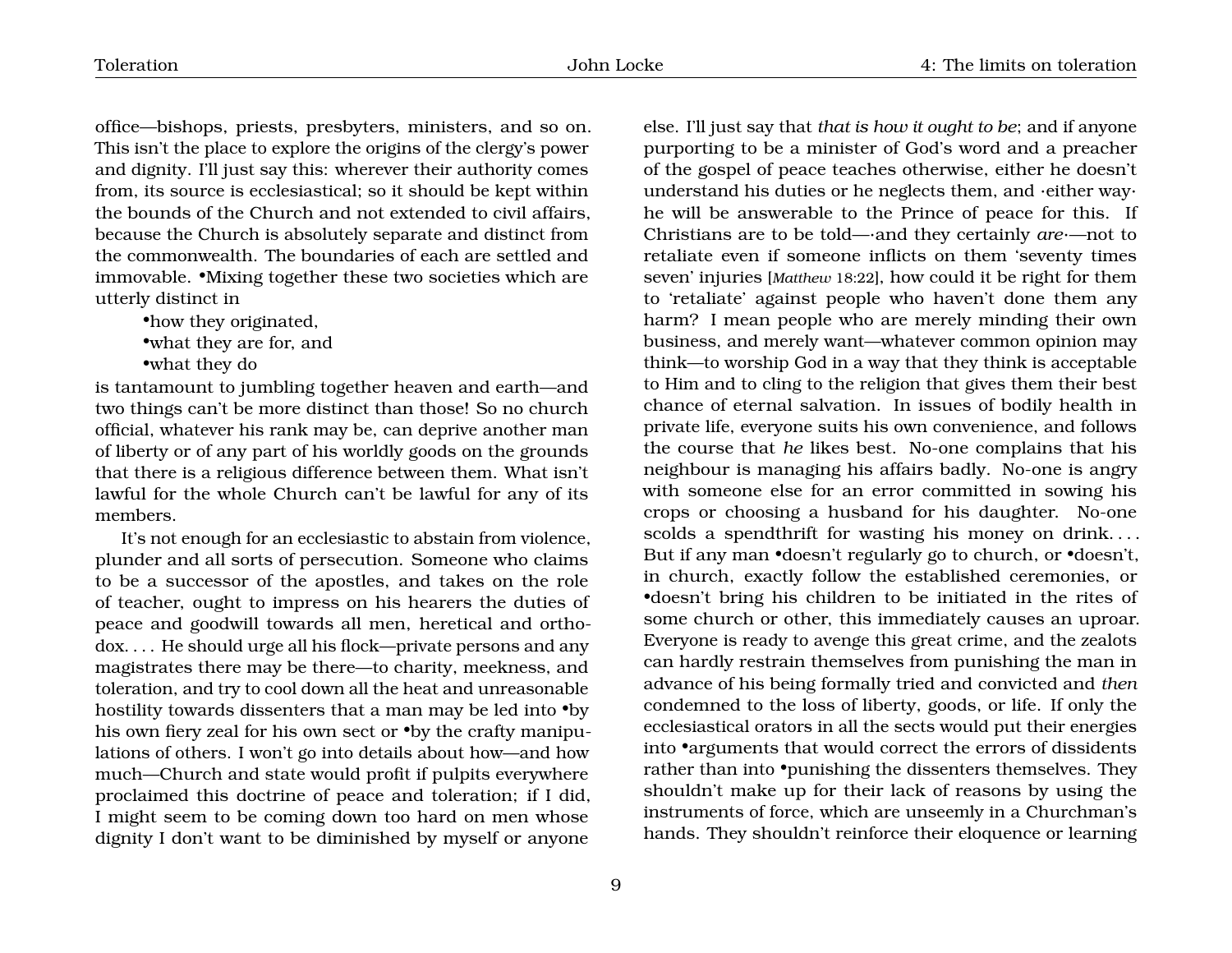office—bishops, priests, presbyters, ministers, and so on. This isn't the place to explore the origins of the clergy's power and dignity. I'll just say this: wherever their authority comes from, its source is ecclesiastical; so it should be kept within the bounds of the Church and not extended to civil affairs, because the Church is absolutely separate and distinct from the commonwealth. The boundaries of each are settled and immovable. •Mixing together these two societies which are utterly distinct in

- •how they originated,
- •what they are for, and
- •what they do

is tantamount to jumbling together heaven and earth—and two things can't be more distinct than those! So no church official, whatever his rank may be, can deprive another man of liberty or of any part of his worldly goods on the grounds that there is a religious difference between them. What isn't lawful for the whole Church can't be lawful for any of its members.

It's not enough for an ecclesiastic to abstain from violence, plunder and all sorts of persecution. Someone who claims to be a successor of the apostles, and takes on the role of teacher, ought to impress on his hearers the duties of peace and goodwill towards all men, heretical and orthodox. . . . He should urge all his flock—private persons and any magistrates there may be there—to charity, meekness, and toleration, and try to cool down all the heat and unreasonable hostility towards dissenters that a man may be led into •by his own fiery zeal for his own sect or •by the crafty manipulations of others. I won't go into details about how—and how much—Church and state would profit if pulpits everywhere proclaimed this doctrine of peace and toleration; if I did, I might seem to be coming down too hard on men whose dignity I don't want to be diminished by myself or anyone else. I'll just say that *that is how it ought to be*; and if anyone purporting to be a minister of God's word and a preacher of the gospel of peace teaches otherwise, either he doesn't understand his duties or he neglects them, and ·either way· he will be answerable to the Prince of peace for this. If Christians are to be told—·and they certainly *are*·—not to retaliate even if someone inflicts on them 'seventy times seven' injuries [*Matthew* 18:22], how could it be right for them to 'retaliate' against people who haven't done them any harm? I mean people who are merely minding their own business, and merely want—whatever common opinion may think—to worship God in a way that they think is acceptable to Him and to cling to the religion that gives them their best chance of eternal salvation. In issues of bodily health in private life, everyone suits his own convenience, and follows the course that *he* likes best. No-one complains that his neighbour is managing his affairs badly. No-one is angry with someone else for an error committed in sowing his crops or choosing a husband for his daughter. No-one scolds a spendthrift for wasting his money on drink. . . . But if any man •doesn't regularly go to church, or •doesn't, in church, exactly follow the established ceremonies, or •doesn't bring his children to be initiated in the rites of some church or other, this immediately causes an uproar. Everyone is ready to avenge this great crime, and the zealots can hardly restrain themselves from punishing the man in advance of his being formally tried and convicted and *then* condemned to the loss of liberty, goods, or life. If only the ecclesiastical orators in all the sects would put their energies into •arguments that would correct the errors of dissidents rather than into •punishing the dissenters themselves. They shouldn't make up for their lack of reasons by using the instruments of force, which are unseemly in a Churchman's hands. They shouldn't reinforce their eloquence or learning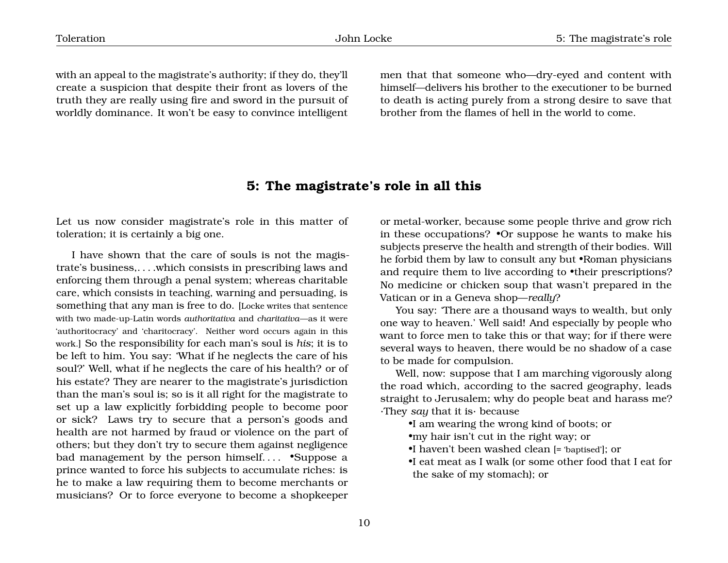with an appeal to the magistrate's authority; if they do, they'll create a suspicion that despite their front as lovers of the truth they are really using fire and sword in the pursuit of worldly dominance. It won't be easy to convince intelligent men that that someone who—dry-eyed and content with himself—delivers his brother to the executioner to be burned to death is acting purely from a strong desire to save that brother from the flames of hell in the world to come.

## 5: The magistrate's role in all this

Let us now consider magistrate's role in this matter of toleration; it is certainly a big one.

I have shown that the care of souls is not the magistrate's business,. . . .which consists in prescribing laws and enforcing them through a penal system; whereas charitable care, which consists in teaching, warning and persuading, is something that any man is free to do. [Locke writes that sentence with two made-up-Latin words *authoritativa* and *charitativa*—as it were 'authoritocracy' and 'charitocracy'. Neither word occurs again in this work.] So the responsibility for each man's soul is *his*; it is to be left to him. You say: 'What if he neglects the care of his soul?' Well, what if he neglects the care of his health? or of his estate? They are nearer to the magistrate's jurisdiction than the man's soul is; so is it all right for the magistrate to set up a law explicitly forbidding people to become poor or sick? Laws try to secure that a person's goods and health are not harmed by fraud or violence on the part of others; but they don't try to secure them against negligence bad management by the person himself. . . . •Suppose a prince wanted to force his subjects to accumulate riches: is he to make a law requiring them to become merchants or musicians? Or to force everyone to become a shopkeeper or metal-worker, because some people thrive and grow rich in these occupations? •Or suppose he wants to make his subjects preserve the health and strength of their bodies. Will he forbid them by law to consult any but •Roman physicians and require them to live according to •their prescriptions? No medicine or chicken soup that wasn't prepared in the Vatican or in a Geneva shop—*really*?

You say: 'There are a thousand ways to wealth, but only one way to heaven.' Well said! And especially by people who want to force men to take this or that way; for if there were several ways to heaven, there would be no shadow of a case to be made for compulsion.

Well, now: suppose that I am marching vigorously along the road which, according to the sacred geography, leads straight to Jerusalem; why do people beat and harass me? ·They *say* that it is· because

- I am wearing the wrong kind of boots; or
- my hair isn't cut in the right way; or
- I haven't been washed clean [= 'baptised']; or
- I eat meat as I walk (or some other food that I eat for the sake of my stomach); or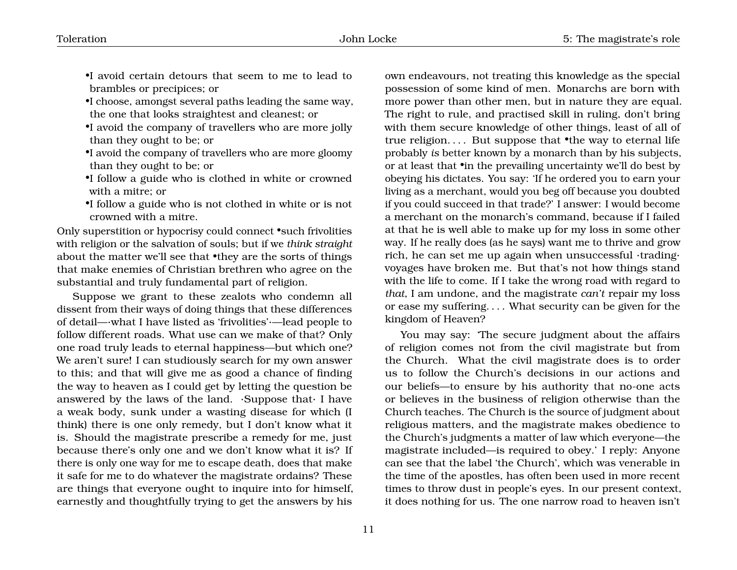- •I avoid certain detours that seem to me to lead to brambles or precipices; or
- •I choose, amongst several paths leading the same way, the one that looks straightest and cleanest; or
- •I avoid the company of travellers who are more jolly than they ought to be; or
- •I avoid the company of travellers who are more gloomy than they ought to be; or
- •I follow a guide who is clothed in white or crowned with a mitre; or
- •I follow a guide who is not clothed in white or is not crowned with a mitre.

Only superstition or hypocrisy could connect •such frivolities with religion or the salvation of souls; but if we *think straight* about the matter we'll see that •they are the sorts of things that make enemies of Christian brethren who agree on the substantial and truly fundamental part of religion.

Suppose we grant to these zealots who condemn all dissent from their ways of doing things that these differences of detail—·what I have listed as 'frivolities'·—lead people to follow different roads. What use can we make of that? Only one road truly leads to eternal happiness—but which one? We aren't sure! I can studiously search for my own answer to this; and that will give me as good a chance of finding the way to heaven as I could get by letting the question be answered by the laws of the land. ·Suppose that· I have a weak body, sunk under a wasting disease for which (I think) there is one only remedy, but I don't know what it is. Should the magistrate prescribe a remedy for me, just because there's only one and we don't know what it is? If there is only one way for me to escape death, does that make it safe for me to do whatever the magistrate ordains? These are things that everyone ought to inquire into for himself, earnestly and thoughtfully trying to get the answers by his own endeavours, not treating this knowledge as the special possession of some kind of men. Monarchs are born with more power than other men, but in nature they are equal. The right to rule, and practised skill in ruling, don't bring with them secure knowledge of other things, least of all of true religion. . . . But suppose that •the way to eternal life probably *is* better known by a monarch than by his subjects, or at least that •in the prevailing uncertainty we'll do best by obeying his dictates. You say: 'If he ordered you to earn your living as a merchant, would you beg off because you doubted if you could succeed in that trade?' I answer: I would become a merchant on the monarch's command, because if I failed at that he is well able to make up for my loss in some other way. If he really does (as he says) want me to thrive and grow rich, he can set me up again when unsuccessful ·trading· voyages have broken me. But that's not how things stand with the life to come. If I take the wrong road with regard to *that*, I am undone, and the magistrate *can't* repair my loss or ease my suffering. . . . What security can be given for the kingdom of Heaven?

You may say: 'The secure judgment about the affairs of religion comes not from the civil magistrate but from the Church. What the civil magistrate does is to order us to follow the Church's decisions in our actions and our beliefs—to ensure by his authority that no-one acts or believes in the business of religion otherwise than the Church teaches. The Church is the source of judgment about religious matters, and the magistrate makes obedience to the Church's judgments a matter of law which everyone—the magistrate included—is required to obey.' I reply: Anyone can see that the label 'the Church', which was venerable in the time of the apostles, has often been used in more recent times to throw dust in people's eyes. In our present context, it does nothing for us. The one narrow road to heaven isn't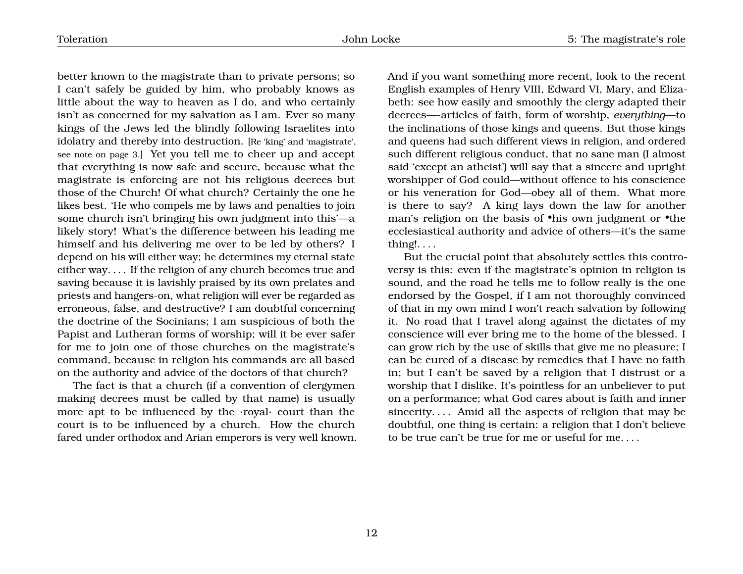better known to the magistrate than to private persons; so I can't safely be guided by him, who probably knows as little about the way to heaven as I do, and who certainly isn't as concerned for my salvation as I am. Ever so many kings of the Jews led the blindly following Israelites into idolatry and thereby into destruction. [Re 'king' and 'magistrate', see note on page 3.] Yet you tell me to cheer up and accept that everything is now safe and secure, because what the magistrate is enforcing are not his religious decrees but those of the Church! Of what church? Certainly the one he likes best. 'He who compels me by laws and penalties to join some church isn't bringing his own judgment into this'—a likely story! What's the difference between his leading me himself and his delivering me over to be led by others? I depend on his will either way; he determines my eternal state either way. . . . If the religion of any church becomes true and saving because it is lavishly praised by its own prelates and priests and hangers-on, what religion will ever be regarded as erroneous, false, and destructive? I am doubtful concerning the doctrine of the Socinians; I am suspicious of both the Papist and Lutheran forms of worship; will it be ever safer for me to join one of those churches on the magistrate's command, because in religion his commands are all based on the authority and advice of the doctors of that church?

The fact is that a church (if a convention of clergymen making decrees must be called by that name) is usually more apt to be influenced by the ·royal· court than the court is to be influenced by a church. How the church fared under orthodox and Arian emperors is very well known. And if you want something more recent, look to the recent English examples of Henry VIII, Edward VI, Mary, and Elizabeth: see how easily and smoothly the clergy adapted their decrees—-articles of faith, form of worship, *everything*—to the inclinations of those kings and queens. But those kings and queens had such different views in religion, and ordered such different religious conduct, that no sane man (I almost said 'except an atheist') will say that a sincere and upright worshipper of God could—without offence to his conscience or his veneration for God—obey all of them. What more is there to say? A king lays down the law for another man's religion on the basis of •his own judgment or •the ecclesiastical authority and advice of others—it's the same thing!. . . .

But the crucial point that absolutely settles this controversy is this: even if the magistrate's opinion in religion is sound, and the road he tells me to follow really is the one endorsed by the Gospel, if I am not thoroughly convinced of that in my own mind I won't reach salvation by following it. No road that I travel along against the dictates of my conscience will ever bring me to the home of the blessed. I can grow rich by the use of skills that give me no pleasure; I can be cured of a disease by remedies that I have no faith in; but I can't be saved by a religion that I distrust or a worship that I dislike. It's pointless for an unbeliever to put on a performance; what God cares about is faith and inner sincerity. . . . Amid all the aspects of religion that may be doubtful, one thing is certain: a religion that I don't believe to be true can't be true for me or useful for me. . . .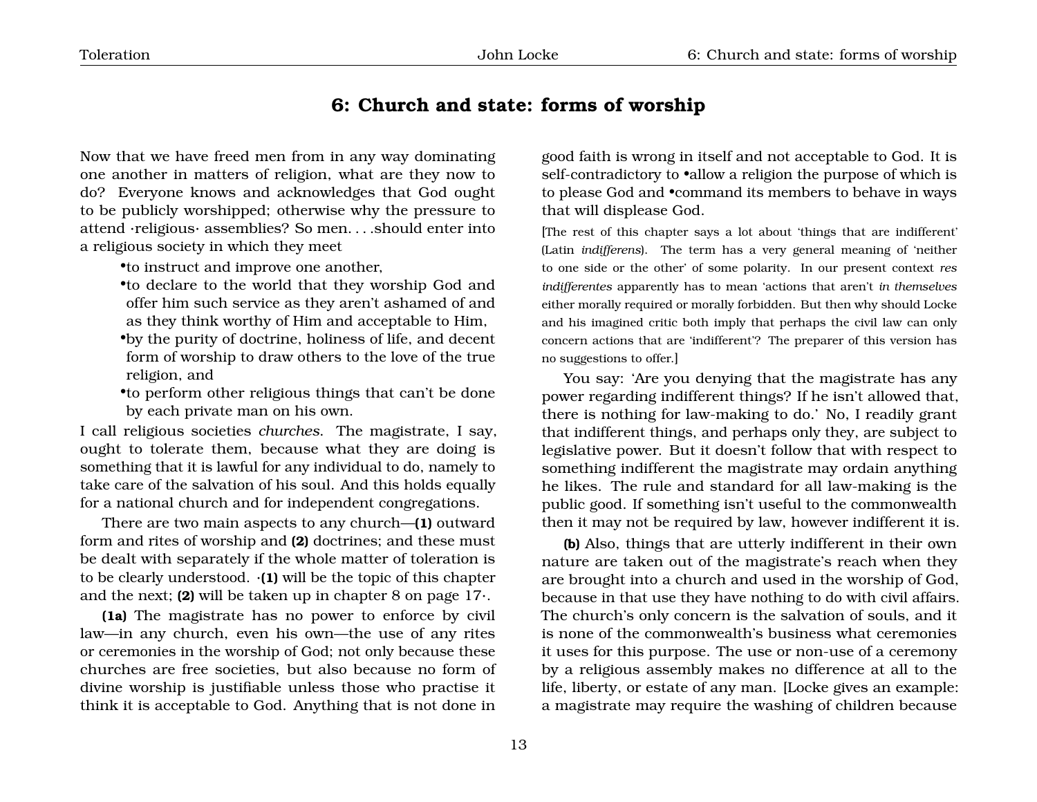## 6: Church and state: forms of worship

Now that we have freed men from in any way dominating one another in matters of religion, what are they now to do? Everyone knows and acknowledges that God ought to be publicly worshipped; otherwise why the pressure to attend ·religious· assemblies? So men. . . .should enter into a religious society in which they meet

- to instruct and improve one another,
- to declare to the world that they worship God and offer him such service as they aren't ashamed of and as they think worthy of Him and acceptable to Him,
- by the purity of doctrine, holiness of life, and decent form of worship to draw others to the love of the true religion, and
- to perform other religious things that can't be done by each private man on his own.

I call religious societies *churches*. The magistrate, I say, ought to tolerate them, because what they are doing is something that it is lawful for any individual to do, namely to take care of the salvation of his soul. And this holds equally for a national church and for independent congregations.

There are two main aspects to any church—**(1)** outward form and rites of worship and **(2)** doctrines; and these must be dealt with separately if the whole matter of toleration is to be clearly understood. ·**(1)** will be the topic of this chapter and the next; **(2)** will be taken up in chapter 8 on page 17·.

**(1a)** The magistrate has no power to enforce by civil law—in any church, even his own—the use of any rites or ceremonies in the worship of God; not only because these churches are free societies, but also because no form of divine worship is justifiable unless those who practise it think it is acceptable to God. Anything that is not done in good faith is wrong in itself and not acceptable to God. It is self-contradictory to •allow a religion the purpose of which is to please God and •command its members to behave in ways that will displease God.

[The rest of this chapter says a lot about 'things that are indifferent' (Latin *indifferens*). The term has a very general meaning of 'neither to one side or the other' of some polarity. In our present context *res indifferentes* apparently has to mean 'actions that aren't *in themselves* either morally required or morally forbidden. But then why should Locke and his imagined critic both imply that perhaps the civil law can only concern actions that are 'indifferent'? The preparer of this version has no suggestions to offer.]

You say: 'Are you denying that the magistrate has any power regarding indifferent things? If he isn't allowed that, there is nothing for law-making to do.' No, I readily grant that indifferent things, and perhaps only they, are subject to legislative power. But it doesn't follow that with respect to something indifferent the magistrate may ordain anything he likes. The rule and standard for all law-making is the public good. If something isn't useful to the commonwealth then it may not be required by law, however indifferent it is.

**(b)** Also, things that are utterly indifferent in their own nature are taken out of the magistrate's reach when they are brought into a church and used in the worship of God, because in that use they have nothing to do with civil affairs. The church's only concern is the salvation of souls, and it is none of the commonwealth's business what ceremonies it uses for this purpose. The use or non-use of a ceremony by a religious assembly makes no difference at all to the life, liberty, or estate of any man. [Locke gives an example: a magistrate may require the washing of children because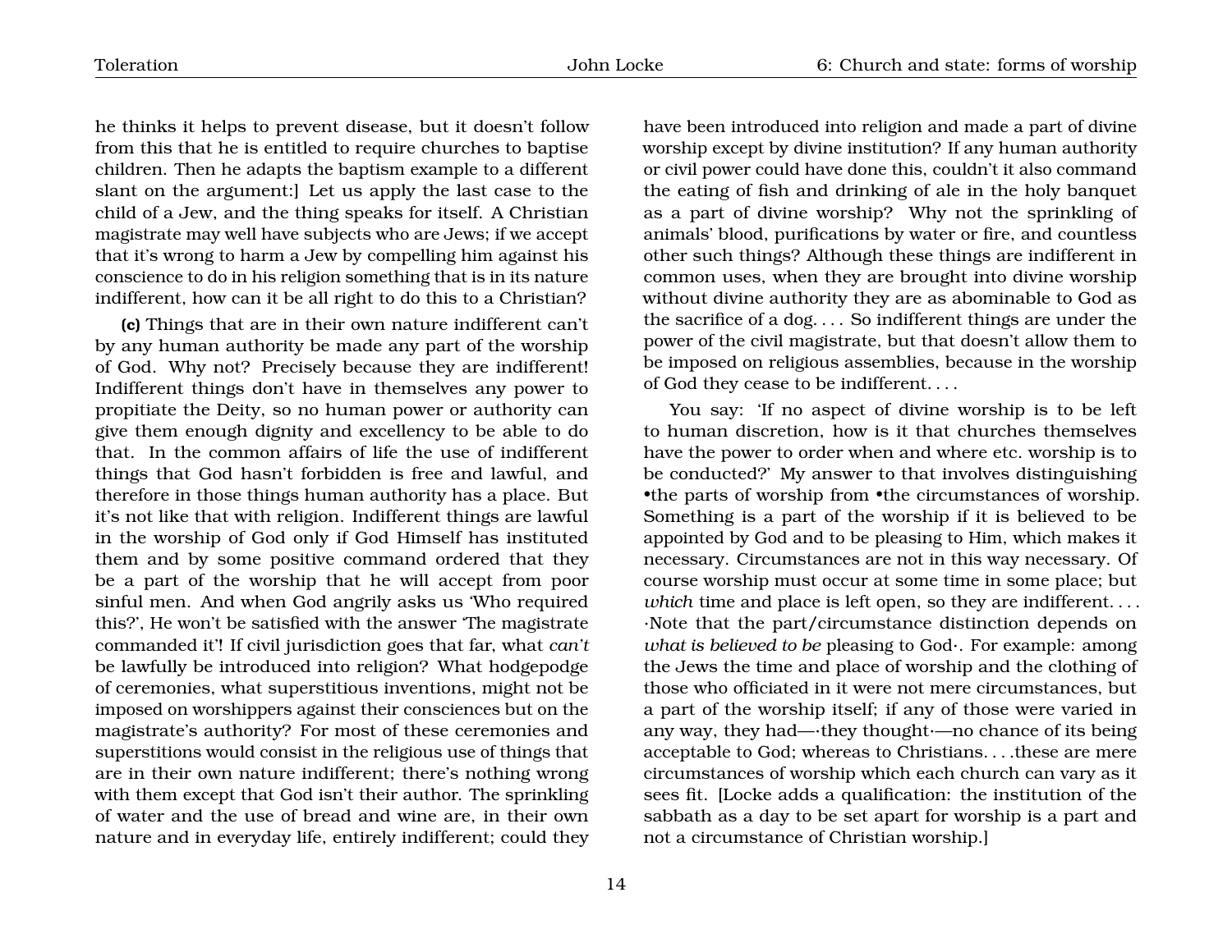he thinks it helps to prevent disease, but it doesn't follow from this that he is entitled to require churches to baptise children. Then he adapts the baptism example to a different slant on the argument:] Let us apply the last case to the child of a Jew, and the thing speaks for itself. A Christian magistrate may well have subjects who are Jews; if we accept that it's wrong to harm a Jew by compelling him against his conscience to do in his religion something that is in its nature indifferent, how can it be all right to do this to a Christian?

**(c)** Things that are in their own nature indifferent can't by any human authority be made any part of the worship of God. Why not? Precisely because they are indifferent! Indifferent things don't have in themselves any power to propitiate the Deity, so no human power or authority can give them enough dignity and excellency to be able to do that. In the common affairs of life the use of indifferent things that God hasn't forbidden is free and lawful, and therefore in those things human authority has a place. But it's not like that with religion. Indifferent things are lawful in the worship of God only if God Himself has instituted them and by some positive command ordered that they be a part of the worship that he will accept from poor sinful men. And when God angrily asks us 'Who required this?', He won't be satisfied with the answer 'The magistrate commanded it'! If civil jurisdiction goes that far, what *can't* be lawfully be introduced into religion? What hodgepodge of ceremonies, what superstitious inventions, might not be imposed on worshippers against their consciences but on the magistrate's authority? For most of these ceremonies and superstitions would consist in the religious use of things that are in their own nature indifferent; there's nothing wrong with them except that God isn't their author. The sprinkling of water and the use of bread and wine are, in their own nature and in everyday life, entirely indifferent; could they have been introduced into religion and made a part of divine worship except by divine institution? If any human authority or civil power could have done this, couldn't it also command the eating of fish and drinking of ale in the holy banquet as a part of divine worship? Why not the sprinkling of animals' blood, purifications by water or fire, and countless other such things? Although these things are indifferent in common uses, when they are brought into divine worship without divine authority they are as abominable to God as the sacrifice of a dog. . . . So indifferent things are under the power of the civil magistrate, but that doesn't allow them to be imposed on religious assemblies, because in the worship of God they cease to be indifferent. . . .

You say: 'If no aspect of divine worship is to be left to human discretion, how is it that churches themselves have the power to order when and where etc. worship is to be conducted?' My answer to that involves distinguishing •the parts of worship from •the circumstances of worship. Something is a part of the worship if it is believed to be appointed by God and to be pleasing to Him, which makes it necessary. Circumstances are not in this way necessary. Of course worship must occur at some time in some place; but *which* time and place is left open, so they are indifferent. . . . ·Note that the part/circumstance distinction depends on *what is believed to be* pleasing to God·. For example: among the Jews the time and place of worship and the clothing of those who officiated in it were not mere circumstances, but a part of the worship itself; if any of those were varied in any way, they had—·they thought·—no chance of its being acceptable to God; whereas to Christians. . . .these are mere circumstances of worship which each church can vary as it sees fit. [Locke adds a qualification: the institution of the sabbath as a day to be set apart for worship is a part and not a circumstance of Christian worship.]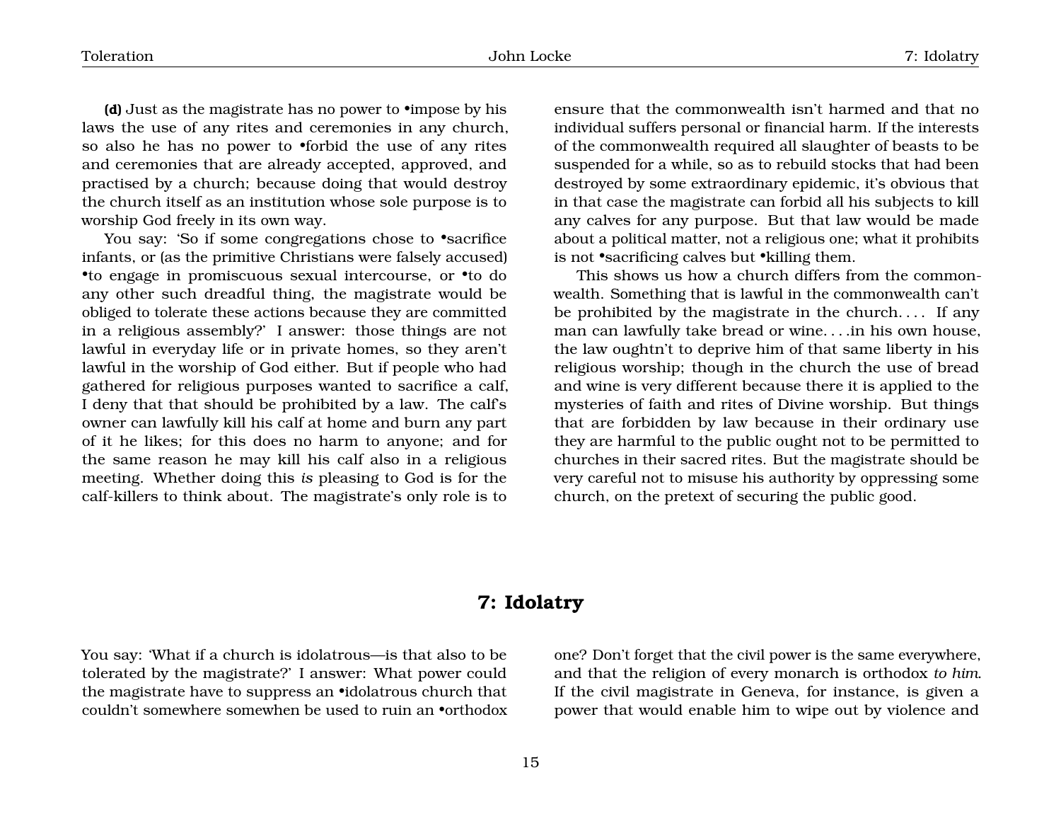**(d)** Just as the magistrate has no power to •impose by his laws the use of any rites and ceremonies in any church, so also he has no power to •forbid the use of any rites and ceremonies that are already accepted, approved, and practised by a church; because doing that would destroy the church itself as an institution whose sole purpose is to worship God freely in its own way.

You say: 'So if some congregations chose to •sacrifice infants, or (as the primitive Christians were falsely accused) •to engage in promiscuous sexual intercourse, or •to do any other such dreadful thing, the magistrate would be obliged to tolerate these actions because they are committed in a religious assembly?' I answer: those things are not lawful in everyday life or in private homes, so they aren't lawful in the worship of God either. But if people who had gathered for religious purposes wanted to sacrifice a calf, I deny that that should be prohibited by a law. The calf's owner can lawfully kill his calf at home and burn any part of it he likes; for this does no harm to anyone; and for the same reason he may kill his calf also in a religious meeting. Whether doing this *is* pleasing to God is for the calf-killers to think about. The magistrate's only role is to ensure that the commonwealth isn't harmed and that no individual suffers personal or financial harm. If the interests of the commonwealth required all slaughter of beasts to be suspended for a while, so as to rebuild stocks that had been destroyed by some extraordinary epidemic, it's obvious that in that case the magistrate can forbid all his subjects to kill any calves for any purpose. But that law would be made about a political matter, not a religious one; what it prohibits is not •sacrificing calves but •killing them.

This shows us how a church differs from the commonwealth. Something that is lawful in the commonwealth can't be prohibited by the magistrate in the church. . . . If any man can lawfully take bread or wine. . . .in his own house, the law oughtn't to deprive him of that same liberty in his religious worship; though in the church the use of bread and wine is very different because there it is applied to the mysteries of faith and rites of Divine worship. But things that are forbidden by law because in their ordinary use they are harmful to the public ought not to be permitted to churches in their sacred rites. But the magistrate should be very careful not to misuse his authority by oppressing some church, on the pretext of securing the public good.

## 7: Idolatry

You say: 'What if a church is idolatrous—is that also to be tolerated by the magistrate?' I answer: What power could the magistrate have to suppress an •idolatrous church that couldn't somewhere somewhen be used to ruin an •orthodox one? Don't forget that the civil power is the same everywhere, and that the religion of every monarch is orthodox *to him*. If the civil magistrate in Geneva, for instance, is given a power that would enable him to wipe out by violence and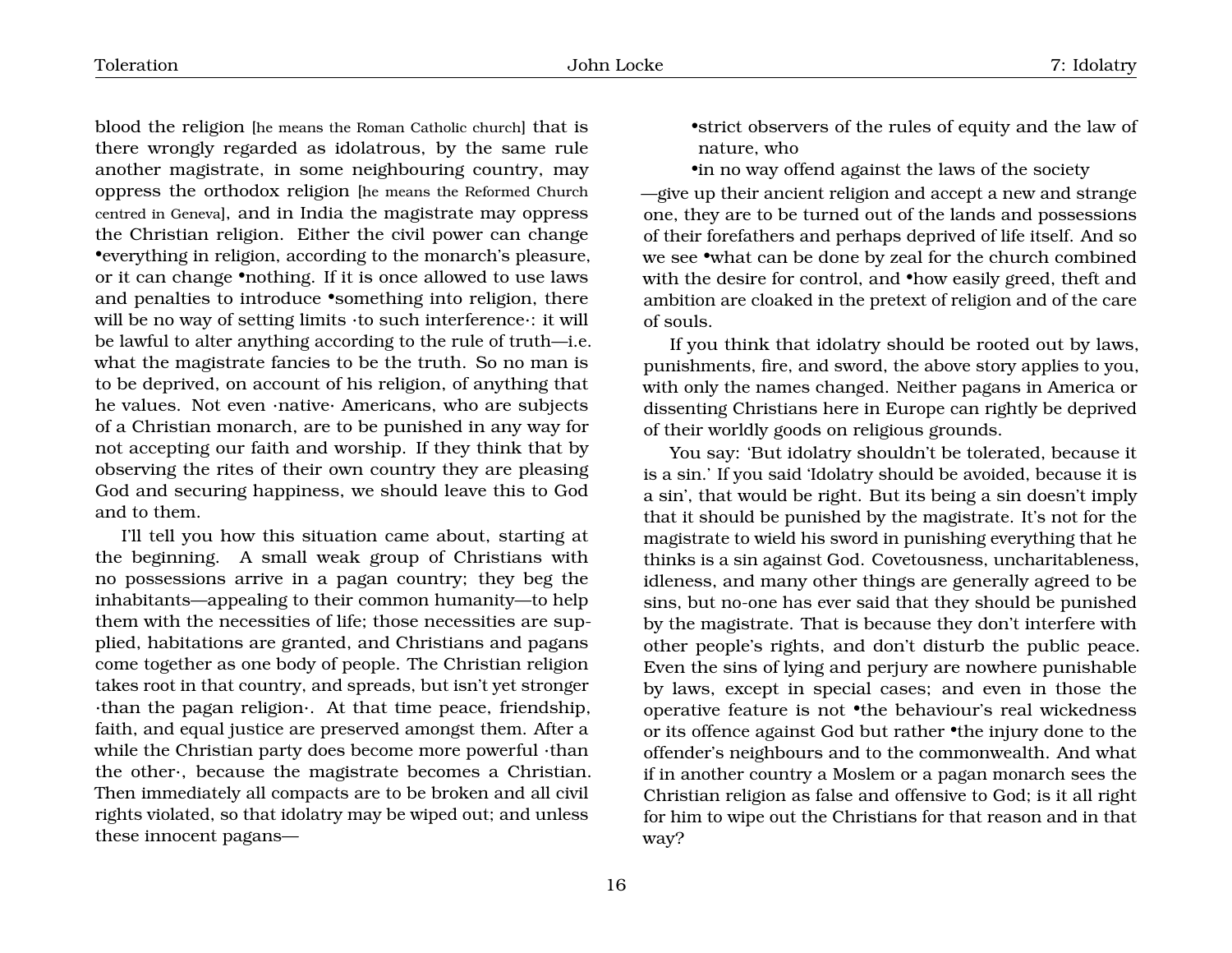blood the religion [he means the Roman Catholic church] that is there wrongly regarded as idolatrous, by the same rule another magistrate, in some neighbouring country, may oppress the orthodox religion [he means the Reformed Church centred in Geneva], and in India the magistrate may oppress the Christian religion. Either the civil power can change •everything in religion, according to the monarch's pleasure, or it can change •nothing. If it is once allowed to use laws and penalties to introduce •something into religion, there will be no way of setting limits ·to such interference·: it will be lawful to alter anything according to the rule of truth—i.e. what the magistrate fancies to be the truth. So no man is to be deprived, on account of his religion, of anything that he values. Not even ·native· Americans, who are subjects of a Christian monarch, are to be punished in any way for not accepting our faith and worship. If they think that by observing the rites of their own country they are pleasing God and securing happiness, we should leave this to God and to them.

I'll tell you how this situation came about, starting at the beginning. A small weak group of Christians with no possessions arrive in a pagan country; they beg the inhabitants—appealing to their common humanity—to help them with the necessities of life; those necessities are supplied, habitations are granted, and Christians and pagans come together as one body of people. The Christian religion takes root in that country, and spreads, but isn't yet stronger ·than the pagan religion·. At that time peace, friendship, faith, and equal justice are preserved amongst them. After a while the Christian party does become more powerful ·than the other·, because the magistrate becomes a Christian. Then immediately all compacts are to be broken and all civil rights violated, so that idolatry may be wiped out; and unless these innocent pagans—

- •strict observers of the rules of equity and the law of nature, who
- •in no way offend against the laws of the society

—give up their ancient religion and accept a new and strange one, they are to be turned out of the lands and possessions of their forefathers and perhaps deprived of life itself. And so we see •what can be done by zeal for the church combined with the desire for control, and •how easily greed, theft and ambition are cloaked in the pretext of religion and of the care of souls.

If you think that idolatry should be rooted out by laws, punishments, fire, and sword, the above story applies to you, with only the names changed. Neither pagans in America or dissenting Christians here in Europe can rightly be deprived of their worldly goods on religious grounds.

You say: 'But idolatry shouldn't be tolerated, because it is a sin.' If you said 'Idolatry should be avoided, because it is a sin', that would be right. But its being a sin doesn't imply that it should be punished by the magistrate. It's not for the magistrate to wield his sword in punishing everything that he thinks is a sin against God. Covetousness, uncharitableness, idleness, and many other things are generally agreed to be sins, but no-one has ever said that they should be punished by the magistrate. That is because they don't interfere with other people's rights, and don't disturb the public peace. Even the sins of lying and perjury are nowhere punishable by laws, except in special cases; and even in those the operative feature is not •the behaviour's real wickedness or its offence against God but rather •the injury done to the offender's neighbours and to the commonwealth. And what if in another country a Moslem or a pagan monarch sees the Christian religion as false and offensive to God; is it all right for him to wipe out the Christians for that reason and in that way?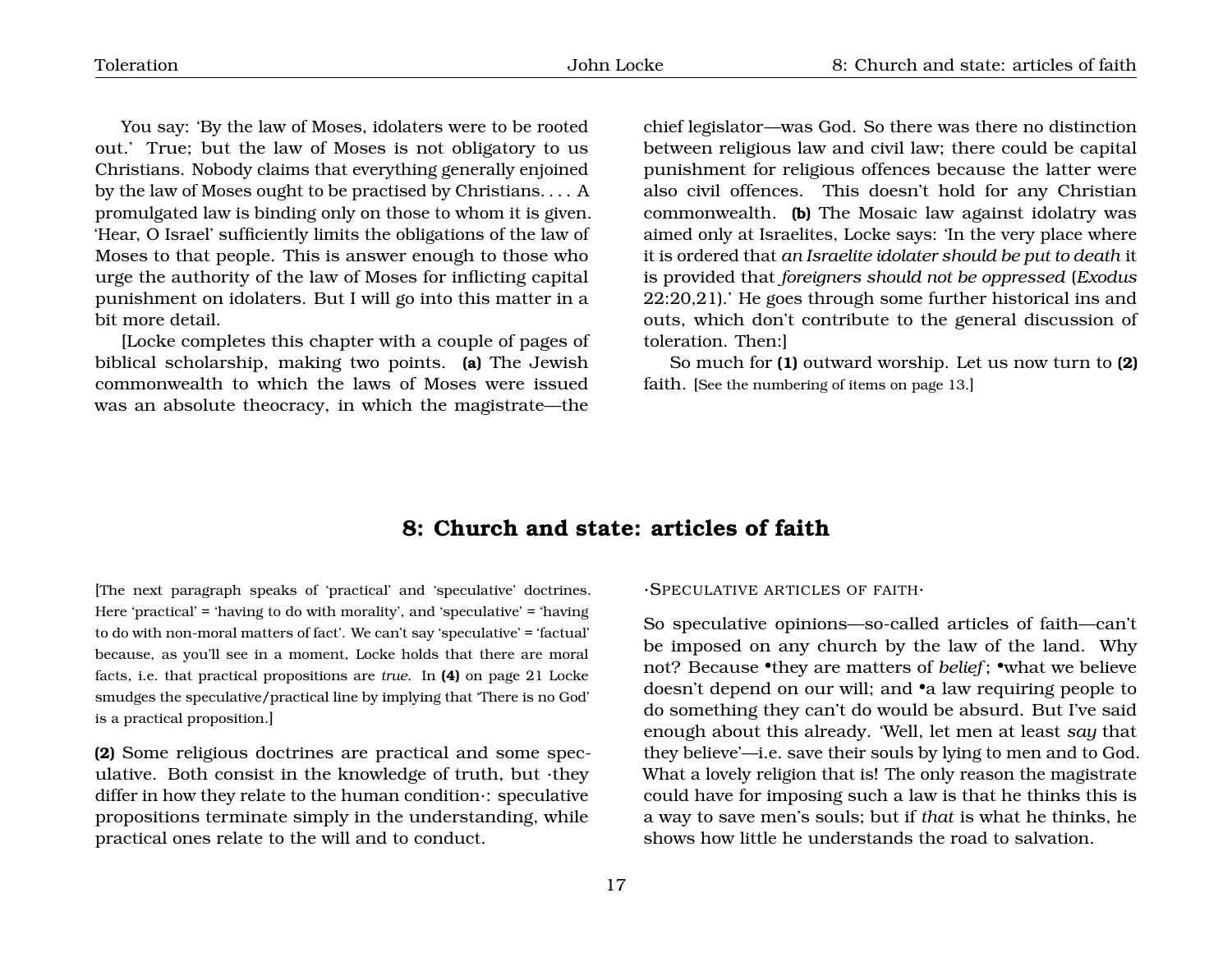You say: 'By the law of Moses, idolaters were to be rooted out.' True; but the law of Moses is not obligatory to us Christians. Nobody claims that everything generally enjoined by the law of Moses ought to be practised by Christians. . . . A promulgated law is binding only on those to whom it is given. 'Hear, O Israel' sufficiently limits the obligations of the law of Moses to that people. This is answer enough to those who urge the authority of the law of Moses for inflicting capital punishment on idolaters. But I will go into this matter in a bit more detail.

[Locke completes this chapter with a couple of pages of biblical scholarship, making two points. **(a)** The Jewish commonwealth to which the laws of Moses were issued was an absolute theocracy, in which the magistrate—the chief legislator—was God. So there was there no distinction between religious law and civil law; there could be capital punishment for religious offences because the latter were also civil offences. This doesn't hold for any Christian commonwealth. **(b)** The Mosaic law against idolatry was aimed only at Israelites, Locke says: 'In the very place where it is ordered that *an Israelite idolater should be put to death* it is provided that *foreigners should not be oppressed* (*Exodus* 22:20,21).' He goes through some further historical ins and outs, which don't contribute to the general discussion of toleration. Then:]

So much for **(1)** outward worship. Let us now turn to **(2)** faith. [See the numbering of items on page 13.]

## 8: Church and state: articles of faith

[The next paragraph speaks of 'practical' and 'speculative' doctrines. Here 'practical' = 'having to do with morality', and 'speculative' = 'having to do with non-moral matters of fact'. We can't say 'speculative' = 'factual' because, as you'll see in a moment, Locke holds that there are moral facts, i.e. that practical propositions are *true*. In **(4)** on page 21 Locke smudges the speculative/practical line by implying that 'There is no God' is a practical proposition.]

**(2)** Some religious doctrines are practical and some speculative. Both consist in the knowledge of truth, but ·they differ in how they relate to the human condition·: speculative propositions terminate simply in the understanding, while practical ones relate to the will and to conduct.

·SPECULATIVE ARTICLES OF FAITH·

So speculative opinions—so-called articles of faith—can't be imposed on any church by the law of the land. Why not? Because •they are matters of *belief*; •what we believe doesn't depend on our will; and •a law requiring people to do something they can't do would be absurd. But I've said enough about this already. 'Well, let men at least *say* that they believe'—i.e. save their souls by lying to men and to God. What a lovely religion that is! The only reason the magistrate could have for imposing such a law is that he thinks this is a way to save men's souls; but if *that* is what he thinks, he shows how little he understands the road to salvation.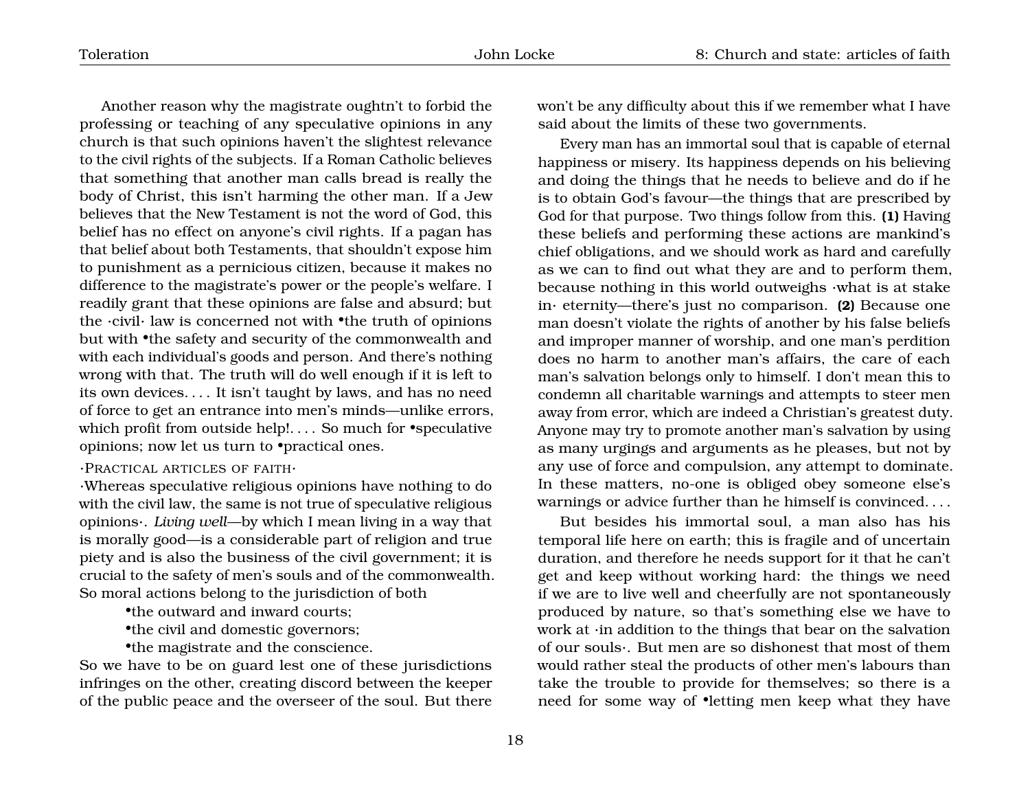Another reason why the magistrate oughtn't to forbid the professing or teaching of any speculative opinions in any church is that such opinions haven't the slightest relevance to the civil rights of the subjects. If a Roman Catholic believes that something that another man calls bread is really the body of Christ, this isn't harming the other man. If a Jew believes that the New Testament is not the word of God, this belief has no effect on anyone's civil rights. If a pagan has that belief about both Testaments, that shouldn't expose him to punishment as a pernicious citizen, because it makes no difference to the magistrate's power or the people's welfare. I readily grant that these opinions are false and absurd; but the ·civil· law is concerned not with •the truth of opinions but with •the safety and security of the commonwealth and with each individual's goods and person. And there's nothing wrong with that. The truth will do well enough if it is left to its own devices. . . . It isn't taught by laws, and has no need of force to get an entrance into men's minds—unlike errors, which profit from outside help!. . . . So much for •speculative opinions; now let us turn to •practical ones.

·Practical articles of faith·

·Whereas speculative religious opinions have nothing to do with the civil law, the same is not true of speculative religious opinions·. *Living well*—by which I mean living in a way that is morally good—is a considerable part of religion and true piety and is also the business of the civil government; it is crucial to the safety of men's souls and of the commonwealth. So moral actions belong to the jurisdiction of both

- •the outward and inward courts;
- •the civil and domestic governors;
- •the magistrate and the conscience.

So we have to be on guard lest one of these jurisdictions infringes on the other, creating discord between the keeper of the public peace and the overseer of the soul. But there won't be any difficulty about this if we remember what I have said about the limits of these two governments.

Every man has an immortal soul that is capable of eternal happiness or misery. Its happiness depends on his believing and doing the things that he needs to believe and do if he is to obtain God's favour—the things that are prescribed by God for that purpose. Two things follow from this. **(1)** Having these beliefs and performing these actions are mankind's chief obligations, and we should work as hard and carefully as we can to find out what they are and to perform them, because nothing in this world outweighs ·what is at stake in· eternity—there's just no comparison. **(2)** Because one man doesn't violate the rights of another by his false beliefs and improper manner of worship, and one man's perdition does no harm to another man's affairs, the care of each man's salvation belongs only to himself. I don't mean this to condemn all charitable warnings and attempts to steer men away from error, which are indeed a Christian's greatest duty. Anyone may try to promote another man's salvation by using as many urgings and arguments as he pleases, but not by any use of force and compulsion, any attempt to dominate. In these matters, no-one is obliged obey someone else's warnings or advice further than he himself is convinced. . . .

But besides his immortal soul, a man also has his temporal life here on earth; this is fragile and of uncertain duration, and therefore he needs support for it that he can't get and keep without working hard: the things we need if we are to live well and cheerfully are not spontaneously produced by nature, so that's something else we have to work at ·in addition to the things that bear on the salvation of our souls·. But men are so dishonest that most of them would rather steal the products of other men's labours than take the trouble to provide for themselves; so there is a need for some way of •letting men keep what they have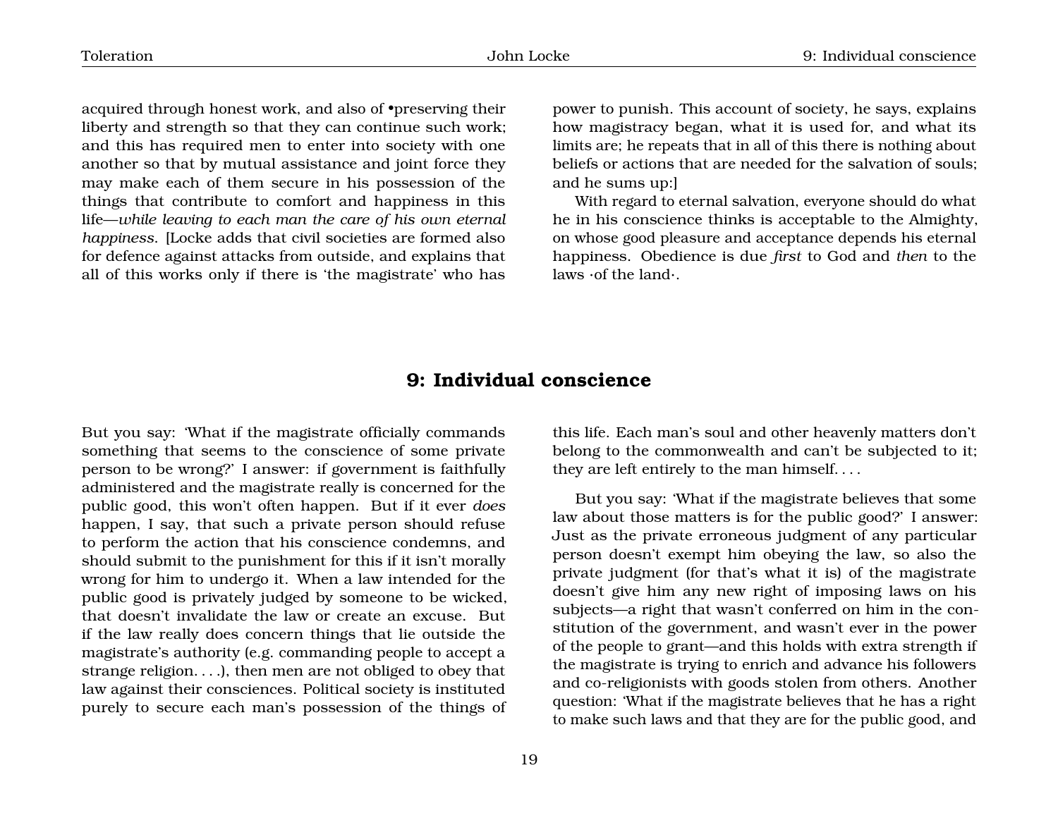acquired through honest work, and also of •preserving their liberty and strength so that they can continue such work; and this has required men to enter into society with one another so that by mutual assistance and joint force they may make each of them secure in his possession of the things that contribute to comfort and happiness in this life—*while leaving to each man the care of his own eternal happiness*. [Locke adds that civil societies are formed also for defence against attacks from outside, and explains that all of this works only if there is 'the magistrate' who has power to punish. This account of society, he says, explains how magistracy began, what it is used for, and what its limits are; he repeats that in all of this there is nothing about beliefs or actions that are needed for the salvation of souls; and he sums up:]

With regard to eternal salvation, everyone should do what he in his conscience thinks is acceptable to the Almighty, on whose good pleasure and acceptance depends his eternal happiness. Obedience is due *first* to God and *then* to the laws ·of the land·.

## 9: Individual conscience

But you say: 'What if the magistrate officially commands something that seems to the conscience of some private person to be wrong?' I answer: if government is faithfully administered and the magistrate really is concerned for the public good, this won't often happen. But if it ever *does* happen, I say, that such a private person should refuse to perform the action that his conscience condemns, and should submit to the punishment for this if it isn't morally wrong for him to undergo it. When a law intended for the public good is privately judged by someone to be wicked, that doesn't invalidate the law or create an excuse. But if the law really does concern things that lie outside the magistrate's authority (e.g. commanding people to accept a strange religion. . . .), then men are not obliged to obey that law against their consciences. Political society is instituted purely to secure each man's possession of the things of this life. Each man's soul and other heavenly matters don't belong to the commonwealth and can't be subjected to it; they are left entirely to the man himself. . . .

But you say: 'What if the magistrate believes that some law about those matters is for the public good?' I answer: Just as the private erroneous judgment of any particular person doesn't exempt him obeying the law, so also the private judgment (for that's what it is) of the magistrate doesn't give him any new right of imposing laws on his subjects—a right that wasn't conferred on him in the constitution of the government, and wasn't ever in the power of the people to grant—and this holds with extra strength if the magistrate is trying to enrich and advance his followers and co-religionists with goods stolen from others. Another question: 'What if the magistrate believes that he has a right to make such laws and that they are for the public good, and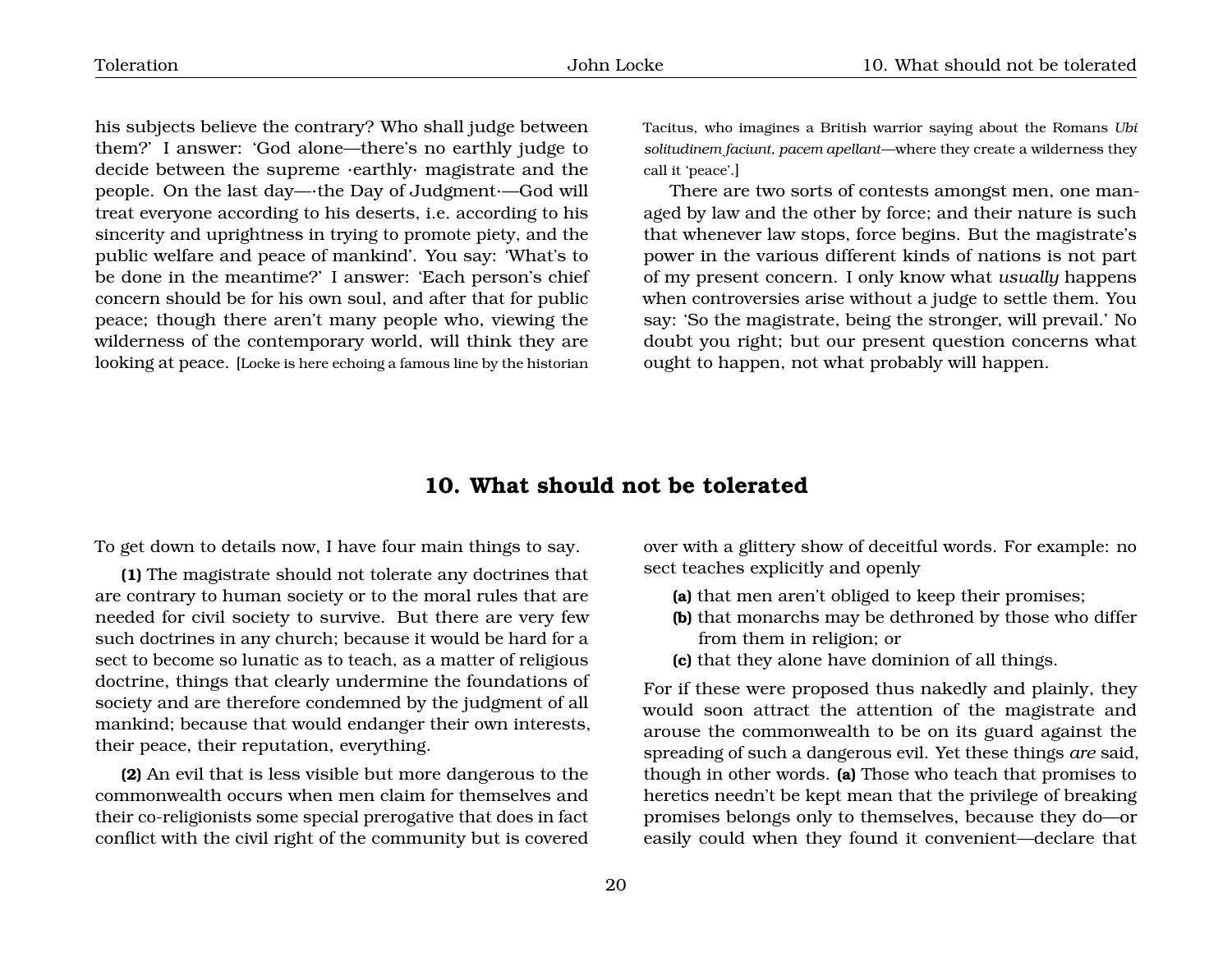his subjects believe the contrary? Who shall judge between them?' I answer: 'God alone—there's no earthly judge to decide between the supreme ·earthly· magistrate and the people. On the last day—·the Day of Judgment·—God will treat everyone according to his deserts, i.e. according to his sincerity and uprightness in trying to promote piety, and the public welfare and peace of mankind'. You say: 'What's to be done in the meantime?' I answer: 'Each person's chief concern should be for his own soul, and after that for public peace; though there aren't many people who, viewing the wilderness of the contemporary world, will think they are looking at peace. [Locke is here echoing a famous line by the historian Tacitus, who imagines a British warrior saying about the Romans *Ubi solitudinem faciunt, pacem apellant*—where they create a wilderness they call it 'peace'.]

There are two sorts of contests amongst men, one managed by law and the other by force; and their nature is such that whenever law stops, force begins. But the magistrate's power in the various different kinds of nations is not part of my present concern. I only know what *usually* happens when controversies arise without a judge to settle them. You say: 'So the magistrate, being the stronger, will prevail.' No doubt you right; but our present question concerns what ought to happen, not what probably will happen.

## 10. What should not be tolerated

To get down to details now, I have four main things to say.

**(1)** The magistrate should not tolerate any doctrines that are contrary to human society or to the moral rules that are needed for civil society to survive. But there are very few such doctrines in any church; because it would be hard for a sect to become so lunatic as to teach, as a matter of religious doctrine, things that clearly undermine the foundations of society and are therefore condemned by the judgment of all mankind; because that would endanger their own interests, their peace, their reputation, everything.

**(2)** An evil that is less visible but more dangerous to the commonwealth occurs when men claim for themselves and their co-religionists some special prerogative that does in fact conflict with the civil right of the community but is covered over with a glittery show of deceitful words. For example: no sect teaches explicitly and openly

- **(a)** that men aren't obliged to keep their promises;
- **(b)** that monarchs may be dethroned by those who differ from them in religion; or
- **(c)** that they alone have dominion of all things.

For if these were proposed thus nakedly and plainly, they would soon attract the attention of the magistrate and arouse the commonwealth to be on its guard against the spreading of such a dangerous evil. Yet these things *are* said, though in other words. **(a)** Those who teach that promises to heretics needn't be kept mean that the privilege of breaking promises belongs only to themselves, because they do—or easily could when they found it convenient—declare that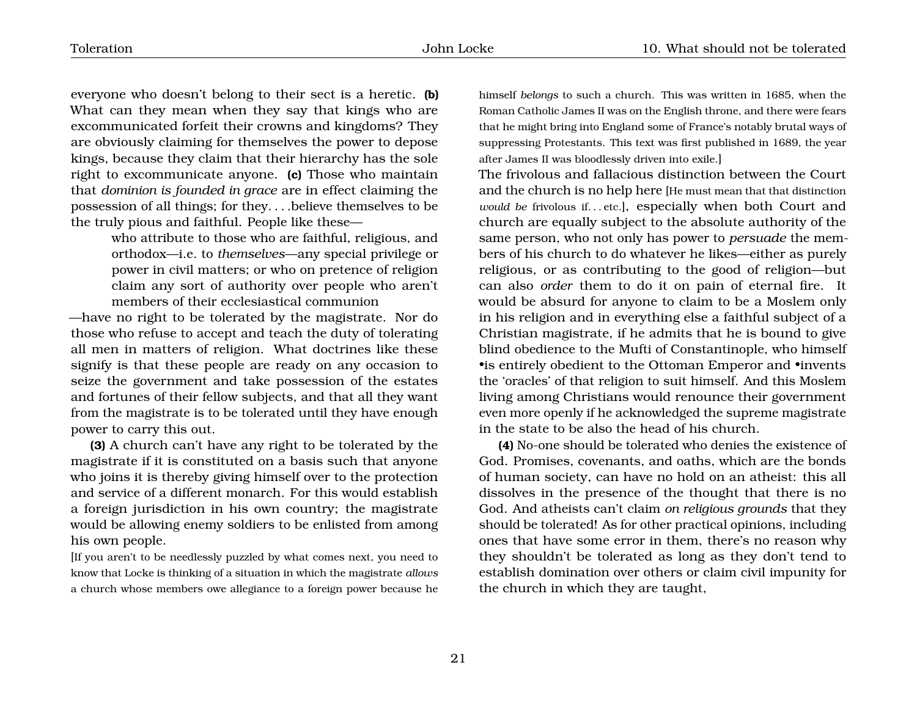everyone who doesn't belong to their sect is a heretic. **(b)** What can they mean when they say that kings who are excommunicated forfeit their crowns and kingdoms? They are obviously claiming for themselves the power to depose kings, because they claim that their hierarchy has the sole right to excommunicate anyone. **(c)** Those who maintain that *dominion is founded in grace* are in effect claiming the possession of all things; for they. . . .believe themselves to be the truly pious and faithful. People like these—

> who attribute to those who are faithful, religious, and orthodox—i.e. to *themselves*—any special privilege or power in civil matters; or who on pretence of religion claim any sort of authority over people who aren't members of their ecclesiastical communion

—have no right to be tolerated by the magistrate. Nor do those who refuse to accept and teach the duty of tolerating all men in matters of religion. What doctrines like these signify is that these people are ready on any occasion to seize the government and take possession of the estates and fortunes of their fellow subjects, and that all they want from the magistrate is to be tolerated until they have enough power to carry this out.

**(3)** A church can't have any right to be tolerated by the magistrate if it is constituted on a basis such that anyone who joins it is thereby giving himself over to the protection and service of a different monarch. For this would establish a foreign jurisdiction in his own country; the magistrate would be allowing enemy soldiers to be enlisted from among his own people.

[If you aren't to be needlessly puzzled by what comes next, you need to know that Locke is thinking of a situation in which the magistrate *allows* a church whose members owe allegiance to a foreign power because he himself *belongs* to such a church. This was written in 1685, when the Roman Catholic James II was on the English throne, and there were fears that he might bring into England some of France's notably brutal ways of suppressing Protestants. This text was first published in 1689, the year after James II was bloodlessly driven into exile.]

The frivolous and fallacious distinction between the Court and the church is no help here [He must mean that that distinction *would be* frivolous if. . . etc.], especially when both Court and church are equally subject to the absolute authority of the same person, who not only has power to *persuade* the members of his church to do whatever he likes—either as purely religious, or as contributing to the good of religion—but can also *order* them to do it on pain of eternal fire. It would be absurd for anyone to claim to be a Moslem only in his religion and in everything else a faithful subject of a Christian magistrate, if he admits that he is bound to give blind obedience to the Mufti of Constantinople, who himself •is entirely obedient to the Ottoman Emperor and •invents the 'oracles' of that religion to suit himself. And this Moslem living among Christians would renounce their government even more openly if he acknowledged the supreme magistrate in the state to be also the head of his church.

**(4)** No-one should be tolerated who denies the existence of God. Promises, covenants, and oaths, which are the bonds of human society, can have no hold on an atheist: this all dissolves in the presence of the thought that there is no God. And atheists can't claim *on religious grounds* that they should be tolerated! As for other practical opinions, including ones that have some error in them, there's no reason why they shouldn't be tolerated as long as they don't tend to establish domination over others or claim civil impunity for the church in which they are taught,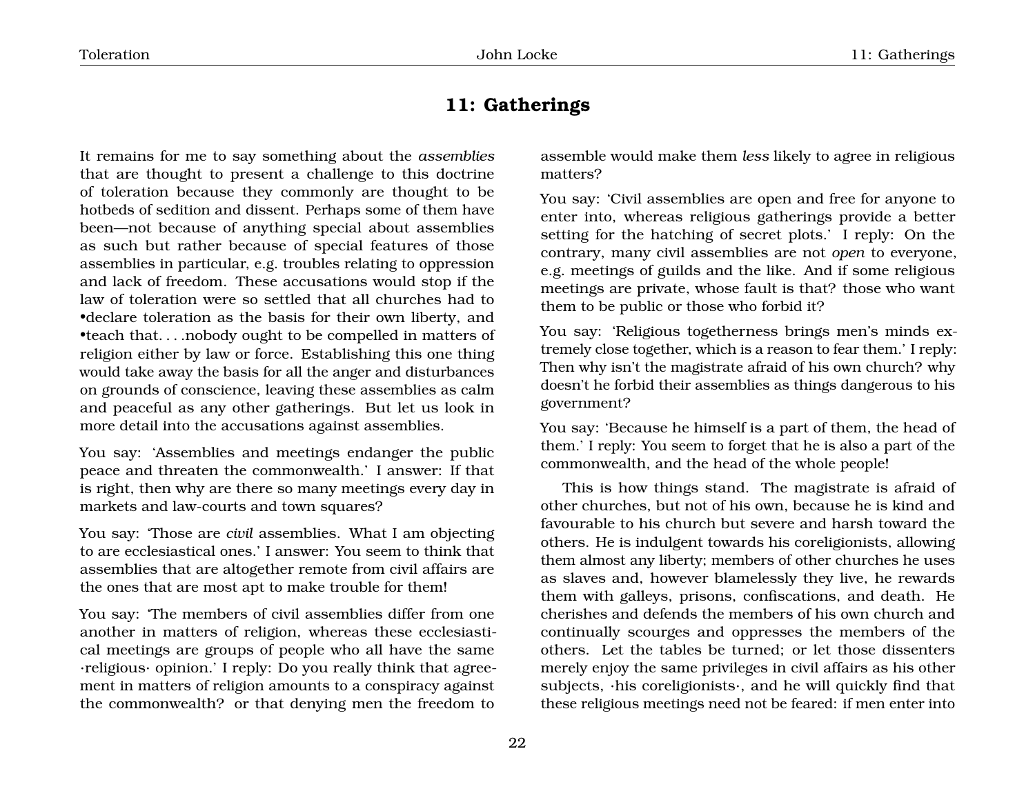# 11: Gatherings

It remains for me to say something about the *assemblies* that are thought to present a challenge to this doctrine of toleration because they commonly are thought to be hotbeds of sedition and dissent. Perhaps some of them have been—not because of anything special about assemblies as such but rather because of special features of those assemblies in particular, e.g. troubles relating to oppression and lack of freedom. These accusations would stop if the law of toleration were so settled that all churches had to •declare toleration as the basis for their own liberty, and •teach that. . . .nobody ought to be compelled in matters of religion either by law or force. Establishing this one thing would take away the basis for all the anger and disturbances on grounds of conscience, leaving these assemblies as calm and peaceful as any other gatherings. But let us look in more detail into the accusations against assemblies.

You say: 'Assemblies and meetings endanger the public peace and threaten the commonwealth.' I answer: If that is right, then why are there so many meetings every day in markets and law-courts and town squares?

You say: 'Those are *civil* assemblies. What I am objecting to are ecclesiastical ones.' I answer: You seem to think that assemblies that are altogether remote from civil affairs are the ones that are most apt to make trouble for them!

You say: 'The members of civil assemblies differ from one another in matters of religion, whereas these ecclesiastical meetings are groups of people who all have the same ·religious· opinion.' I reply: Do you really think that agreement in matters of religion amounts to a conspiracy against the commonwealth? or that denying men the freedom to assemble would make them *less* likely to agree in religious matters?

You say: 'Civil assemblies are open and free for anyone to enter into, whereas religious gatherings provide a better setting for the hatching of secret plots.' I reply: On the contrary, many civil assemblies are not *open* to everyone, e.g. meetings of guilds and the like. And if some religious meetings are private, whose fault is that? those who want them to be public or those who forbid it?

You say: 'Religious togetherness brings men's minds extremely close together, which is a reason to fear them.' I reply: Then why isn't the magistrate afraid of his own church? why doesn't he forbid their assemblies as things dangerous to his government?

You say: 'Because he himself is a part of them, the head of them.' I reply: You seem to forget that he is also a part of the commonwealth, and the head of the whole people!

This is how things stand. The magistrate is afraid of other churches, but not of his own, because he is kind and favourable to his church but severe and harsh toward the others. He is indulgent towards his coreligionists, allowing them almost any liberty; members of other churches he uses as slaves and, however blamelessly they live, he rewards them with galleys, prisons, confiscations, and death. He cherishes and defends the members of his own church and continually scourges and oppresses the members of the others. Let the tables be turned; or let those dissenters merely enjoy the same privileges in civil affairs as his other subjects, ·his coreligionists·, and he will quickly find that these religious meetings need not be feared: if men enter into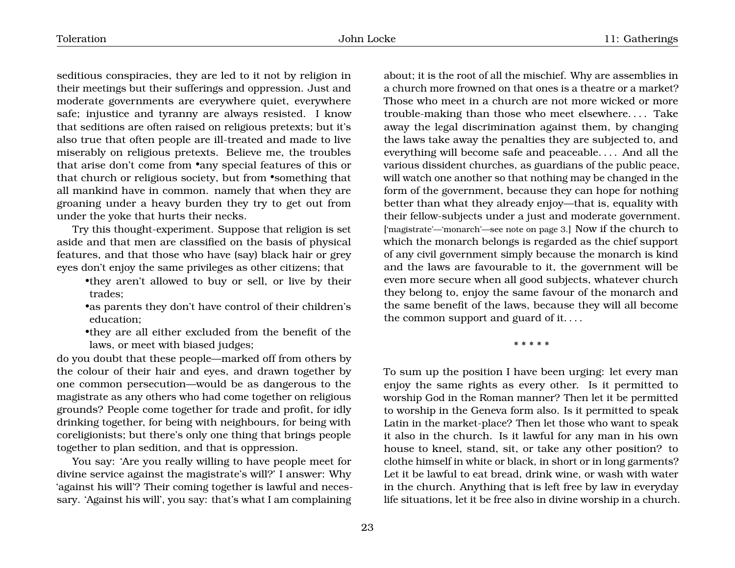seditious conspiracies, they are led to it not by religion in their meetings but their sufferings and oppression. Just and moderate governments are everywhere quiet, everywhere safe; injustice and tyranny are always resisted. I know that seditions are often raised on religious pretexts; but it's also true that often people are ill-treated and made to live miserably on religious pretexts. Believe me, the troubles that arise don't come from •any special features of this or that church or religious society, but from •something that all mankind have in common. namely that when they are groaning under a heavy burden they try to get out from under the yoke that hurts their necks.

Try this thought-experiment. Suppose that religion is set aside and that men are classified on the basis of physical features, and that those who have (say) black hair or grey eyes don't enjoy the same privileges as other citizens; that

- •they aren't allowed to buy or sell, or live by their trades;
- •as parents they don't have control of their children's education;
- •they are all either excluded from the benefit of the laws, or meet with biased judges;

do you doubt that these people—marked off from others by the colour of their hair and eyes, and drawn together by one common persecution—would be as dangerous to the magistrate as any others who had come together on religious grounds? People come together for trade and profit, for idly drinking together, for being with neighbours, for being with coreligionists; but there's only one thing that brings people together to plan sedition, and that is oppression.

You say: 'Are you really willing to have people meet for divine service against the magistrate's will?' I answer: Why 'against his will'? Their coming together is lawful and necessary. 'Against his will', you say: that's what I am complaining about; it is the root of all the mischief. Why are assemblies in a church more frowned on that ones is a theatre or a market? Those who meet in a church are not more wicked or more trouble-making than those who meet elsewhere. . . . Take away the legal discrimination against them, by changing the laws take away the penalties they are subjected to, and everything will become safe and peaceable. . . . And all the various dissident churches, as guardians of the public peace, will watch one another so that nothing may be changed in the form of the government, because they can hope for nothing better than what they already enjoy—that is, equality with their fellow-subjects under a just and moderate government. ['magistrate'—'monarch'—see note on page 3.] Now if the church to which the monarch belongs is regarded as the chief support of any civil government simply because the monarch is kind and the laws are favourable to it, the government will be even more secure when all good subjects, whatever church they belong to, enjoy the same favour of the monarch and the same benefit of the laws, because they will all become the common support and guard of it. . . .

\* \* \* \* \*

To sum up the position I have been urging: let every man enjoy the same rights as every other. Is it permitted to worship God in the Roman manner? Then let it be permitted to worship in the Geneva form also. Is it permitted to speak Latin in the market-place? Then let those who want to speak it also in the church. Is it lawful for any man in his own house to kneel, stand, sit, or take any other position? to clothe himself in white or black, in short or in long garments? Let it be lawful to eat bread, drink wine, or wash with water in the church. Anything that is left free by law in everyday life situations, let it be free also in divine worship in a church.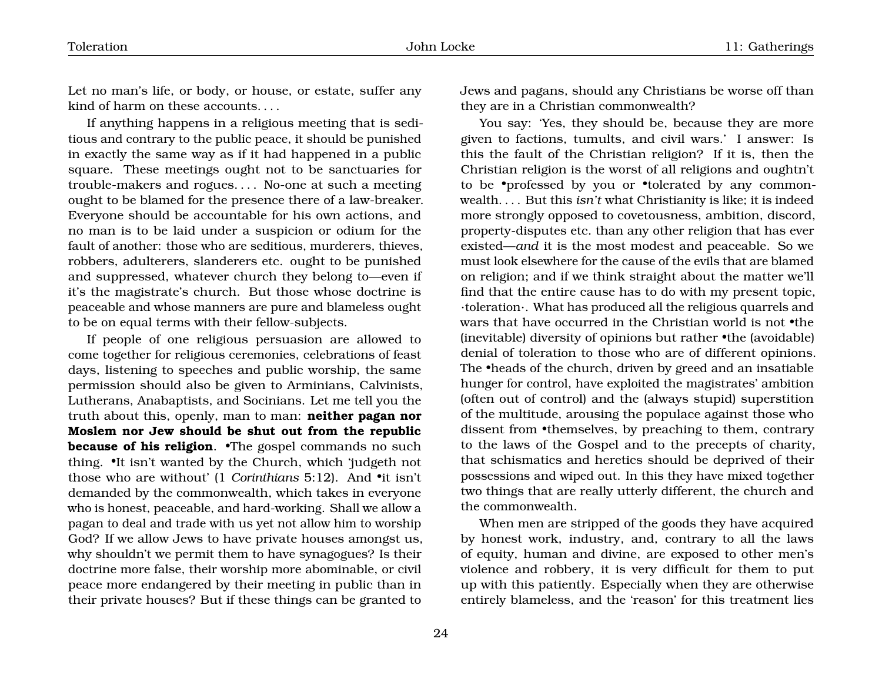Let no man's life, or body, or house, or estate, suffer any kind of harm on these accounts. . . .

If anything happens in a religious meeting that is seditious and contrary to the public peace, it should be punished in exactly the same way as if it had happened in a public square. These meetings ought not to be sanctuaries for trouble-makers and rogues. . . . No-one at such a meeting ought to be blamed for the presence there of a law-breaker. Everyone should be accountable for his own actions, and no man is to be laid under a suspicion or odium for the fault of another: those who are seditious, murderers, thieves, robbers, adulterers, slanderers etc. ought to be punished and suppressed, whatever church they belong to—even if it's the magistrate's church. But those whose doctrine is peaceable and whose manners are pure and blameless ought to be on equal terms with their fellow-subjects.

If people of one religious persuasion are allowed to come together for religious ceremonies, celebrations of feast days, listening to speeches and public worship, the same permission should also be given to Arminians, Calvinists, Lutherans, Anabaptists, and Socinians. Let me tell you the truth about this, openly, man to man: **neither pagan nor Moslem nor Jew should be shut out from the republic because of his religion**. •The gospel commands no such thing. •It isn't wanted by the Church, which 'judgeth not those who are without' (1 *Corinthians* 5:12). And •it isn't demanded by the commonwealth, which takes in everyone who is honest, peaceable, and hard-working. Shall we allow a pagan to deal and trade with us yet not allow him to worship God? If we allow Jews to have private houses amongst us, why shouldn't we permit them to have synagogues? Is their doctrine more false, their worship more abominable, or civil peace more endangered by their meeting in public than in their private houses? But if these things can be granted to Jews and pagans, should any Christians be worse off than they are in a Christian commonwealth?

You say: 'Yes, they should be, because they are more given to factions, tumults, and civil wars.' I answer: Is this the fault of the Christian religion? If it is, then the Christian religion is the worst of all religions and oughtn't to be •professed by you or •tolerated by any commonwealth. . . . But this *isn't* what Christianity is like; it is indeed more strongly opposed to covetousness, ambition, discord, property-disputes etc. than any other religion that has ever existed—*and* it is the most modest and peaceable. So we must look elsewhere for the cause of the evils that are blamed on religion; and if we think straight about the matter we'll find that the entire cause has to do with my present topic, ·toleration·. What has produced all the religious quarrels and wars that have occurred in the Christian world is not •the (inevitable) diversity of opinions but rather •the (avoidable) denial of toleration to those who are of different opinions. The •heads of the church, driven by greed and an insatiable hunger for control, have exploited the magistrates' ambition (often out of control) and the (always stupid) superstition of the multitude, arousing the populace against those who dissent from •themselves, by preaching to them, contrary to the laws of the Gospel and to the precepts of charity, that schismatics and heretics should be deprived of their possessions and wiped out. In this they have mixed together two things that are really utterly different, the church and the commonwealth.

When men are stripped of the goods they have acquired by honest work, industry, and, contrary to all the laws of equity, human and divine, are exposed to other men's violence and robbery, it is very difficult for them to put up with this patiently. Especially when they are otherwise entirely blameless, and the 'reason' for this treatment lies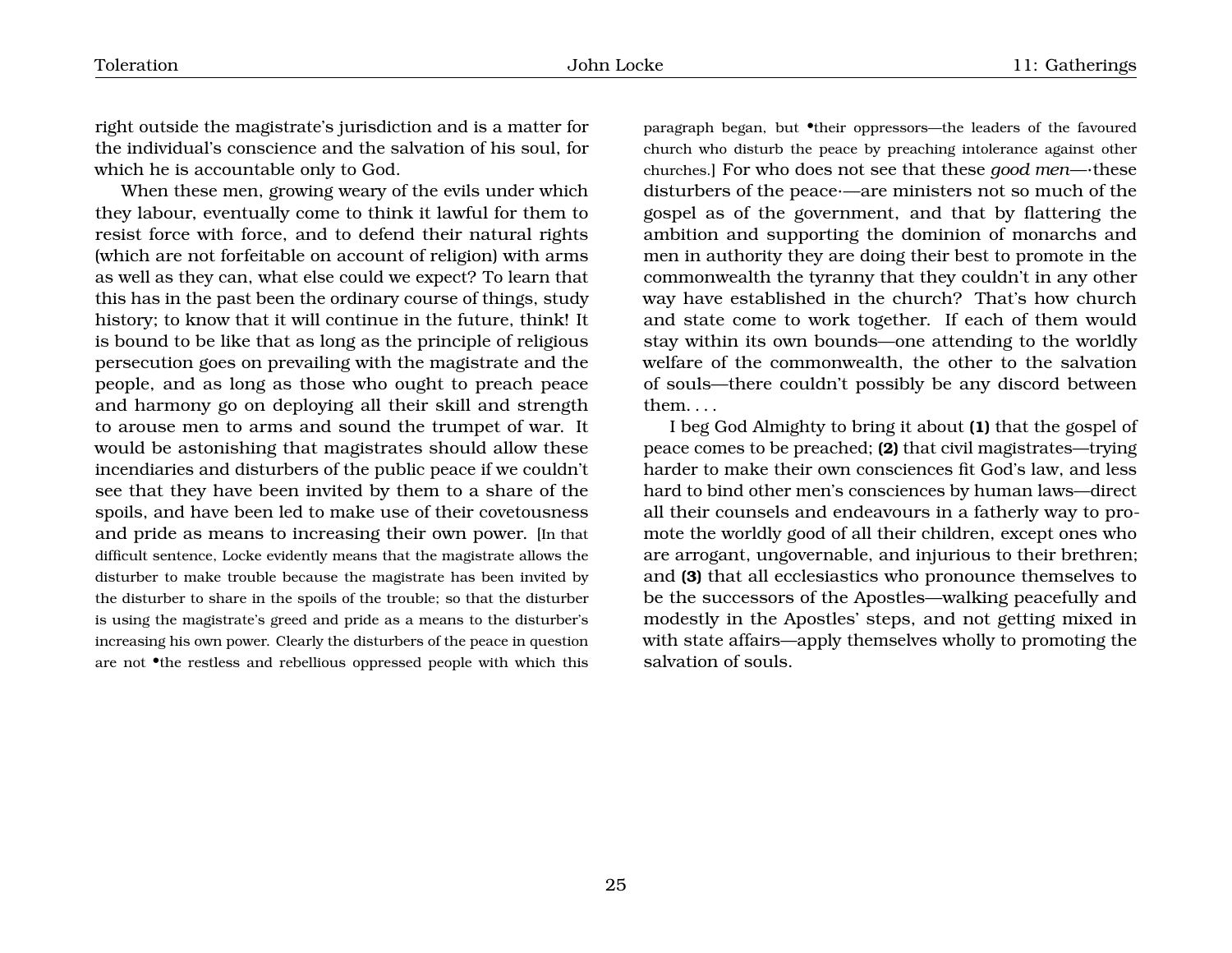right outside the magistrate's jurisdiction and is a matter for the individual's conscience and the salvation of his soul, for which he is accountable only to God.

When these men, growing weary of the evils under which they labour, eventually come to think it lawful for them to resist force with force, and to defend their natural rights (which are not forfeitable on account of religion) with arms as well as they can, what else could we expect? To learn that this has in the past been the ordinary course of things, study history; to know that it will continue in the future, think! It is bound to be like that as long as the principle of religious persecution goes on prevailing with the magistrate and the people, and as long as those who ought to preach peace and harmony go on deploying all their skill and strength to arouse men to arms and sound the trumpet of war. It would be astonishing that magistrates should allow these incendiaries and disturbers of the public peace if we couldn't see that they have been invited by them to a share of the spoils, and have been led to make use of their covetousness and pride as means to increasing their own power. [In that difficult sentence, Locke evidently means that the magistrate allows the disturber to make trouble because the magistrate has been invited by the disturber to share in the spoils of the trouble; so that the disturber is using the magistrate's greed and pride as a means to the disturber's increasing his own power. Clearly the disturbers of the peace in question are not •the restless and rebellious oppressed people with which this paragraph began, but •their oppressors—the leaders of the favoured church who disturb the peace by preaching intolerance against other churches.] For who does not see that these *good men*—·these disturbers of the peace·—are ministers not so much of the gospel as of the government, and that by flattering the ambition and supporting the dominion of monarchs and men in authority they are doing their best to promote in the commonwealth the tyranny that they couldn't in any other way have established in the church? That's how church and state come to work together. If each of them would stay within its own bounds—one attending to the worldly welfare of the commonwealth, the other to the salvation of souls—there couldn't possibly be any discord between them. . . .

I beg God Almighty to bring it about **(1)** that the gospel of peace comes to be preached; **(2)** that civil magistrates—trying harder to make their own consciences fit God's law, and less hard to bind other men's consciences by human laws—direct all their counsels and endeavours in a fatherly way to promote the worldly good of all their children, except ones who are arrogant, ungovernable, and injurious to their brethren; and **(3)** that all ecclesiastics who pronounce themselves to be the successors of the Apostles—walking peacefully and modestly in the Apostles' steps, and not getting mixed in with state affairs—apply themselves wholly to promoting the salvation of souls.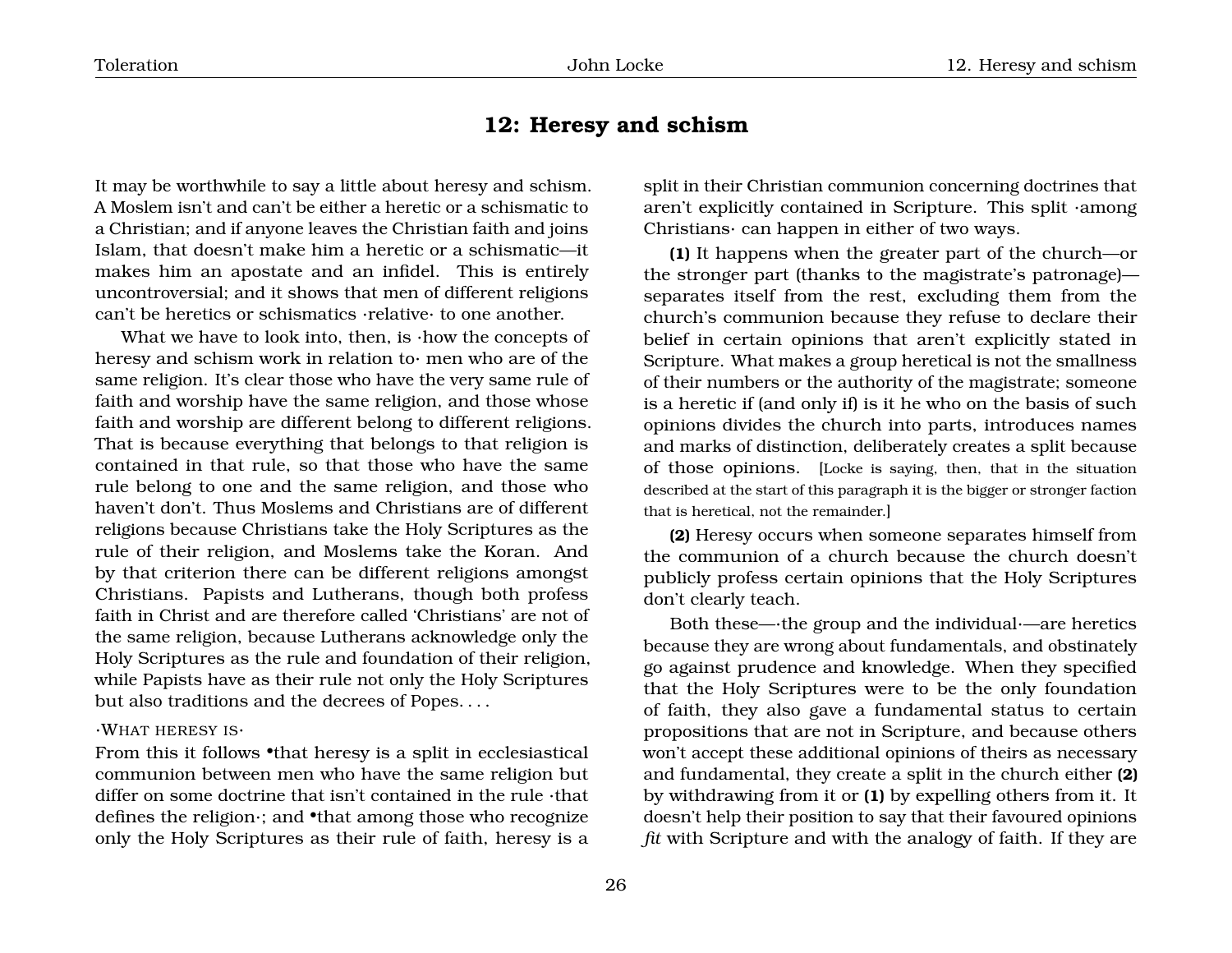## 12: Heresy and schism

It may be worthwhile to say a little about heresy and schism. A Moslem isn't and can't be either a heretic or a schismatic to a Christian; and if anyone leaves the Christian faith and joins Islam, that doesn't make him a heretic or a schismatic—it makes him an apostate and an infidel. This is entirely uncontroversial; and it shows that men of different religions can't be heretics or schismatics ·relative· to one another.

What we have to look into, then, is ·how the concepts of heresy and schism work in relation to· men who are of the same religion. It's clear those who have the very same rule of faith and worship have the same religion, and those whose faith and worship are different belong to different religions. That is because everything that belongs to that religion is contained in that rule, so that those who have the same rule belong to one and the same religion, and those who haven't don't. Thus Moslems and Christians are of different religions because Christians take the Holy Scriptures as the rule of their religion, and Moslems take the Koran. And by that criterion there can be different religions amongst Christians. Papists and Lutherans, though both profess faith in Christ and are therefore called 'Christians' are not of the same religion, because Lutherans acknowledge only the Holy Scriptures as the rule and foundation of their religion, while Papists have as their rule not only the Holy Scriptures but also traditions and the decrees of Popes. . . .

·WHAT HERESY IS·

From this it follows •that heresy is a split in ecclesiastical communion between men who have the same religion but differ on some doctrine that isn't contained in the rule ·that defines the religion·; and •that among those who recognize only the Holy Scriptures as their rule of faith, heresy is a split in their Christian communion concerning doctrines that aren't explicitly contained in Scripture. This split ·among Christians· can happen in either of two ways.

**(1)** It happens when the greater part of the church—or the stronger part (thanks to the magistrate's patronage)—separates itself from the rest, excluding them from the church's communion because they refuse to declare their belief in certain opinions that aren't explicitly stated in Scripture. What makes a group heretical is not the smallness of their numbers or the authority of the magistrate; someone is a heretic if (and only if) is it he who on the basis of such opinions divides the church into parts, introduces names and marks of distinction, deliberately creates a split because of those opinions. [Locke is saying, then, that in the situation described at the start of this paragraph it is the bigger or stronger faction that is heretical, not the remainder.]

**(2)** Heresy occurs when someone separates himself from the communion of a church because the church doesn't publicly profess certain opinions that the Holy Scriptures don't clearly teach.

Both these—·the group and the individual·—are heretics because they are wrong about fundamentals, and obstinately go against prudence and knowledge. When they specified that the Holy Scriptures were to be the only foundation of faith, they also gave a fundamental status to certain propositions that are not in Scripture, and because others won't accept these additional opinions of theirs as necessary and fundamental, they create a split in the church either **(2)** by withdrawing from it or **(1)** by expelling others from it. It doesn't help their position to say that their favoured opinions *fit* with Scripture and with the analogy of faith. If they are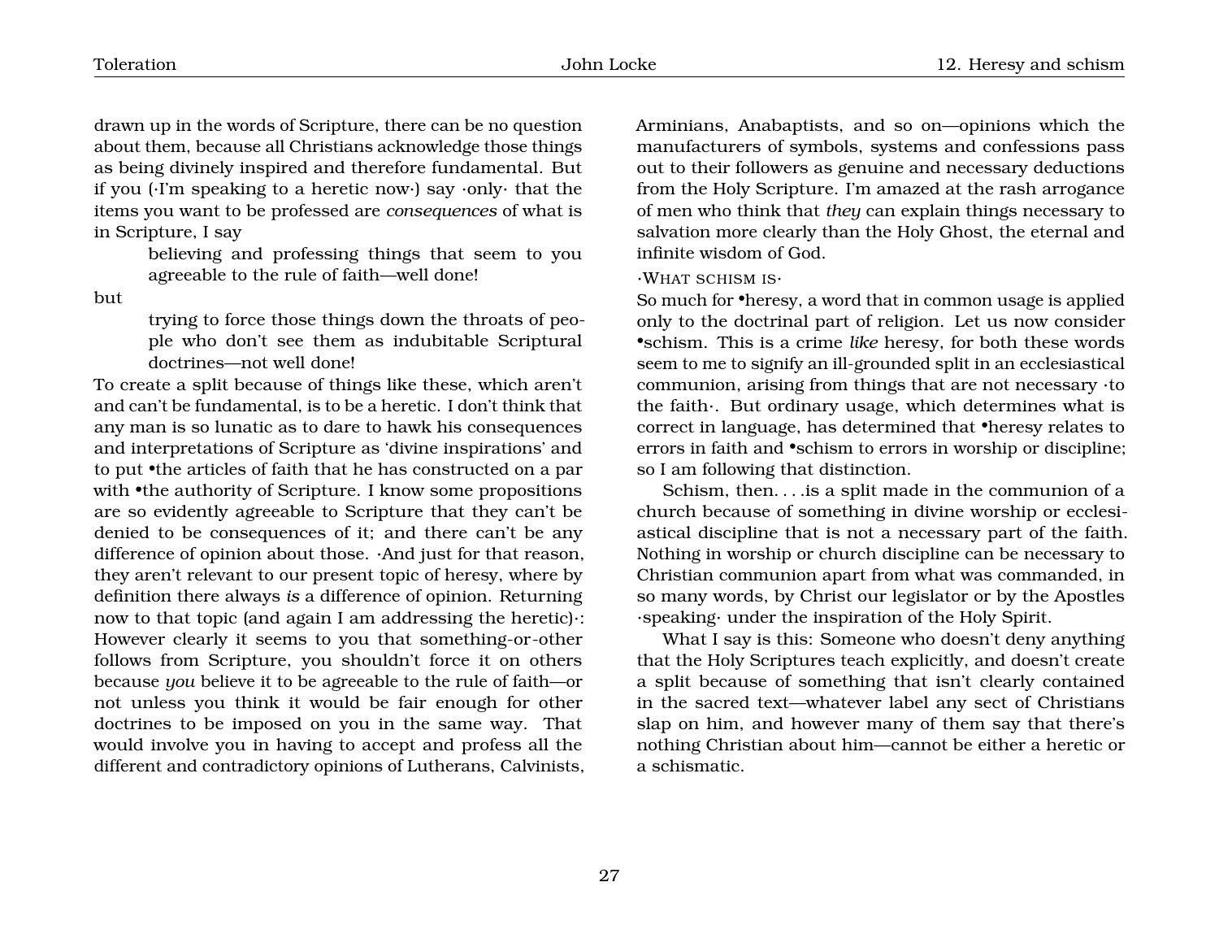drawn up in the words of Scripture, there can be no question about them, because all Christians acknowledge those things as being divinely inspired and therefore fundamental. But if you (·I'm speaking to a heretic now·) say ·only· that the items you want to be professed are *consequences* of what is in Scripture, I say

> believing and professing things that seem to you agreeable to the rule of faith—well done!

but

> trying to force those things down the throats of people who don't see them as indubitable Scriptural doctrines—not well done!

To create a split because of things like these, which aren't and can't be fundamental, is to be a heretic. I don't think that any man is so lunatic as to dare to hawk his consequences and interpretations of Scripture as 'divine inspirations' and to put •the articles of faith that he has constructed on a par with •the authority of Scripture. I know some propositions are so evidently agreeable to Scripture that they can't be denied to be consequences of it; and there can't be any difference of opinion about those. ·And just for that reason, they aren't relevant to our present topic of heresy, where by definition there always *is* a difference of opinion. Returning now to that topic (and again I am addressing the heretic)·: However clearly it seems to you that something-or-other follows from Scripture, you shouldn't force it on others because *you* believe it to be agreeable to the rule of faith—or not unless you think it would be fair enough for other doctrines to be imposed on you in the same way. That would involve you in having to accept and profess all the different and contradictory opinions of Lutherans, Calvinists, Arminians, Anabaptists, and so on—opinions which the manufacturers of symbols, systems and confessions pass out to their followers as genuine and necessary deductions from the Holy Scripture. I'm amazed at the rash arrogance of men who think that *they* can explain things necessary to salvation more clearly than the Holy Ghost, the eternal and infinite wisdom of God.

·What schism is·

So much for •heresy, a word that in common usage is applied only to the doctrinal part of religion. Let us now consider •schism. This is a crime *like* heresy, for both these words seem to me to signify an ill-grounded split in an ecclesiastical communion, arising from things that are not necessary ·to the faith·. But ordinary usage, which determines what is correct in language, has determined that •heresy relates to errors in faith and •schism to errors in worship or discipline; so I am following that distinction.

Schism, then. . . .is a split made in the communion of a church because of something in divine worship or ecclesiastical discipline that is not a necessary part of the faith. Nothing in worship or church discipline can be necessary to Christian communion apart from what was commanded, in so many words, by Christ our legislator or by the Apostles ·speaking· under the inspiration of the Holy Spirit.

What I say is this: Someone who doesn't deny anything that the Holy Scriptures teach explicitly, and doesn't create a split because of something that isn't clearly contained in the sacred text—whatever label any sect of Christians slap on him, and however many of them say that there's nothing Christian about him—cannot be either a heretic or a schismatic.